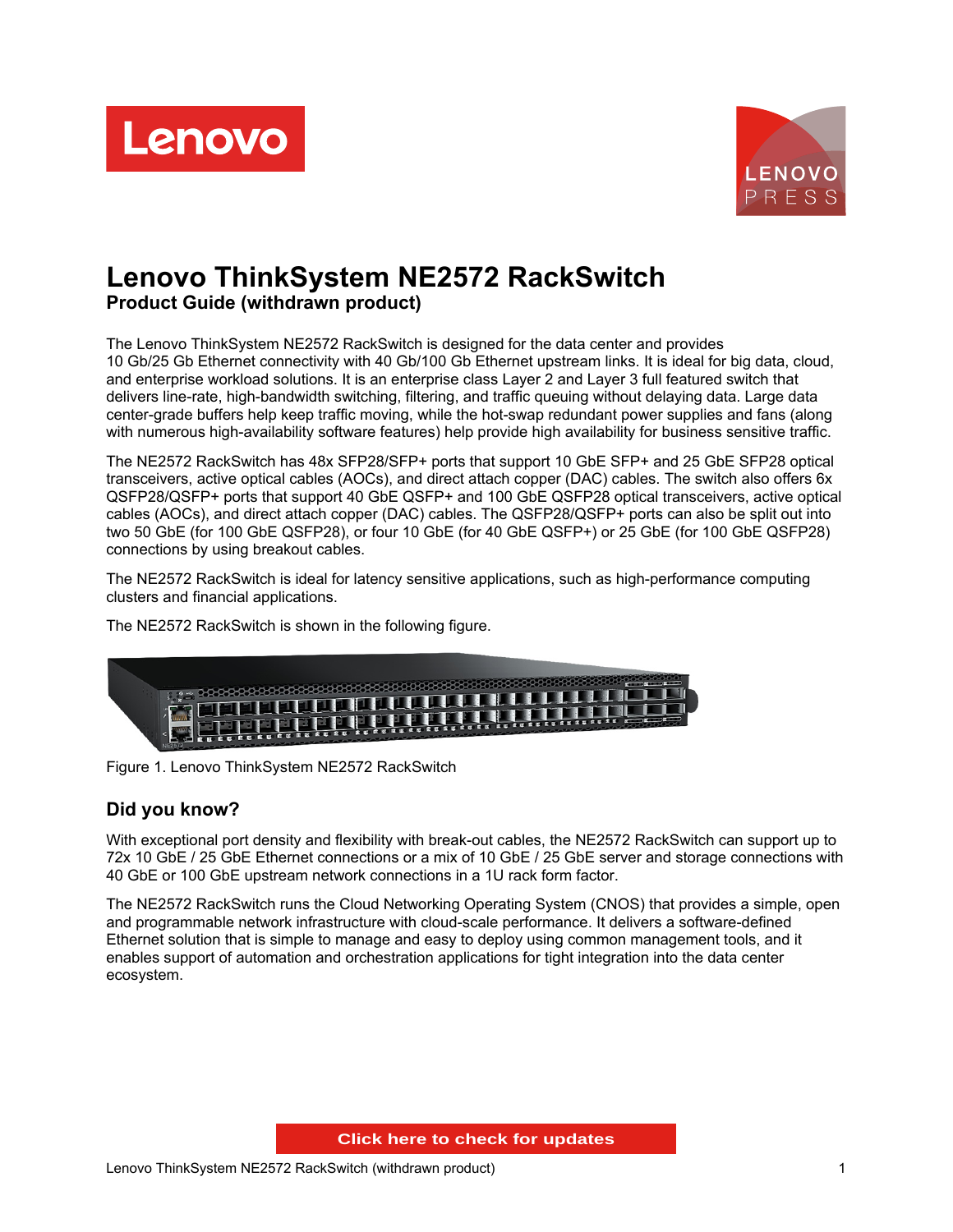# Lenovo ThinkSystem NE2572 RackSwitch

**Product Guide (withdrawn product)**

The Lenovo ThinkSystem NE2572 RackSwitch is designed for the data center and provides 10 Gb/25 Gb Ethernet connectivity with 40 Gb/100 Gb Ethernet upstream links. It is ideal for big data, cloud, and enterprise workload solutions. It is an enterprise class Layer 2 and Layer 3 full featured switch that delivers line-rate, high-bandwidth switching, filtering, and traffic queuing without delaying data. Large data center-grade buffers help keep traffic moving, while the hot-swap redundant power supplies and fans (along with numerous high-availability software features) help provide high availability for business sensitive traffic.

The NE2572 RackSwitch has 48x SFP28/SFP+ ports that support 10 GbE SFP+ and 25 GbE SFP28 optical transceivers, active optical cables (AOCs), and direct attach copper (DAC) cables. The switch also offers 6x QSFP28/QSFP+ ports that support 40 GbE QSFP+ and 100 GbE QSFP28 optical transceivers, active optical cables (AOCs), and direct attach copper (DAC) cables. The QSFP28/QSFP+ ports can also be split out into two 50 GbE (for 100 GbE QSFP28), or four 10 GbE (for 40 GbE QSFP+) or 25 GbE (for 100 GbE QSFP28) connections by using breakout cables.

The NE2572 RackSwitch is ideal for latency sensitive applications, such as high-performance computing clusters and financial applications.

The NE2572 RackSwitch is shown in the following figure.

Figure 1. Lenovo ThinkSystem NE2572 RackSwitch

## Did you know?

With exceptional port density and flexibility with break-out cables, the NE2572 RackSwitch can support up to 72x 10 GbE / 25 GbE Ethernet connections or a mix of 10 GbE / 25 GbE server and storage connections with 40 GbE or 100 GbE upstream network connections in a 1U rack form factor.

The NE2572 RackSwitch runs the Cloud Networking Operating System (CNOS) that provides a simple, open and programmable network infrastructure with cloud-scale performance. It delivers a software-defined Ethernet solution that is simple to manage and easy to deploy using common management tools, and it enables support of automation and orchestration applications for tight integration into the data center ecosystem.

Click here to check for updates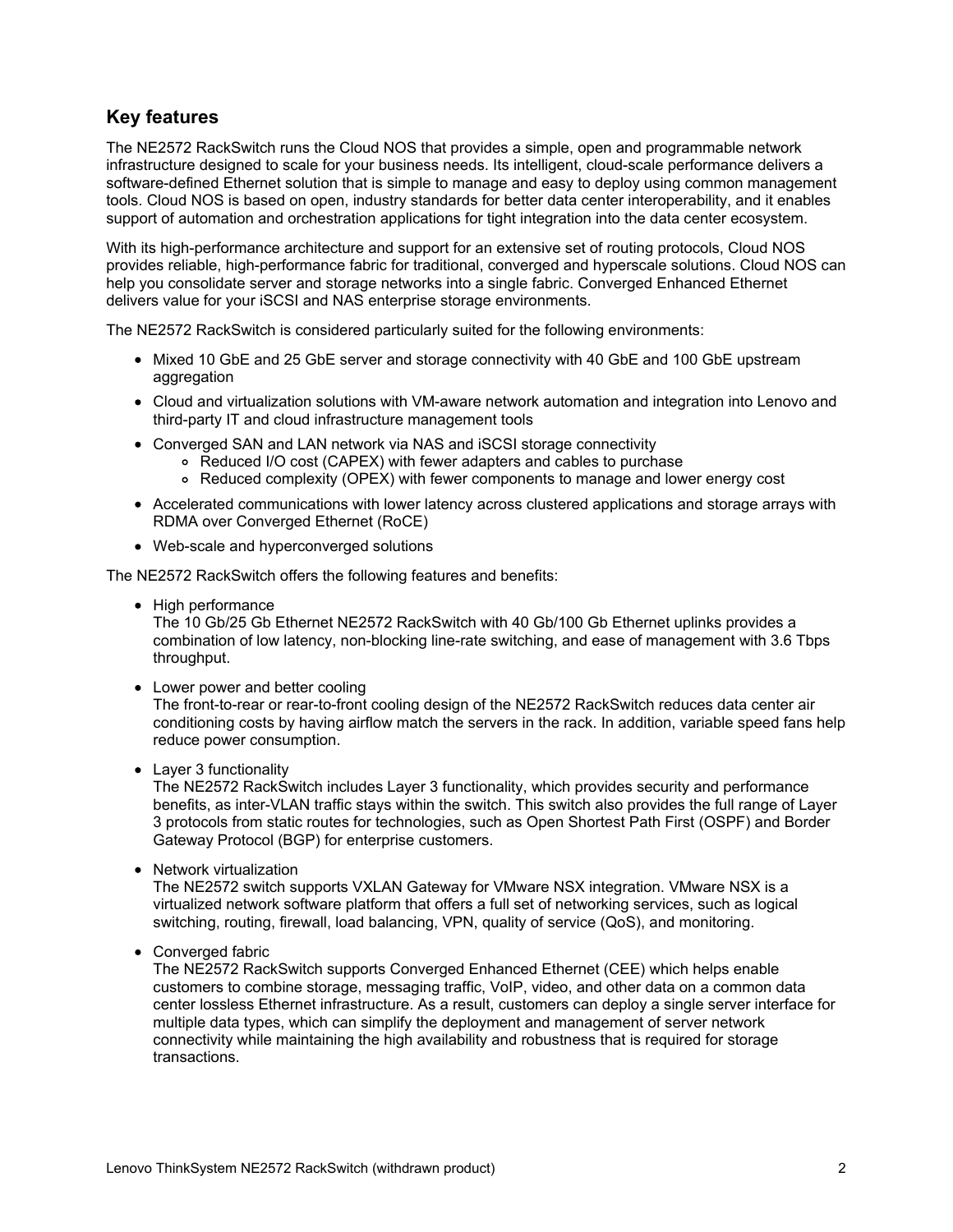## Key features

The NE2572 RackSwitch runs the Cloud NOS that provides a simple, open and programmable network infrastructure designed to scale for your business needs. Its intelligent, cloud-scale performance delivers a software-defined Ethernet solution that is simple to manage and easy to deploy using common management tools. Cloud NOS is based on open, industry standards for better data center interoperability, and it enables support of automation and orchestration applications for tight integration into the data center ecosystem.

With its high-performance architecture and support for an extensive set of routing protocols, Cloud NOS provides reliable, high-performance fabric for traditional, converged and hyperscale solutions. Cloud NOS can help you consolidate server and storage networks into a single fabric. Converged Enhanced Ethernet delivers value for your iSCSI and NAS enterprise storage environments.

The NE2572 RackSwitch is considered particularly suited for the following environments:

- Mixed 10 GbE and 25 GbE server and storage connectivity with 40 GbE and 100 GbE upstream aggregation
- Cloud and virtualization solutions with VM-aware network automation and integration into Lenovo and third-party IT and cloud infrastructure management tools
- Converged SAN and LAN network via NAS and iSCSI storage connectivity
  - Reduced I/O cost (CAPEX) with fewer adapters and cables to purchase
  - Reduced complexity (OPEX) with fewer components to manage and lower energy cost
- Accelerated communications with lower latency across clustered applications and storage arrays with RDMA over Converged Ethernet (RoCE)
- Web-scale and hyperconverged solutions

The NE2572 RackSwitch offers the following features and benefits:

- High performance
  The 10 Gb/25 Gb Ethernet NE2572 RackSwitch with 40 Gb/100 Gb Ethernet uplinks provides a combination of low latency, non-blocking line-rate switching, and ease of management with 3.6 Tbps throughput.
- Lower power and better cooling
  The front-to-rear or rear-to-front cooling design of the NE2572 RackSwitch reduces data center air conditioning costs by having airflow match the servers in the rack. In addition, variable speed fans help reduce power consumption.
- Layer 3 functionality
  The NE2572 RackSwitch includes Layer 3 functionality, which provides security and performance benefits, as inter-VLAN traffic stays within the switch. This switch also provides the full range of Layer 3 protocols from static routes for technologies, such as Open Shortest Path First (OSPF) and Border Gateway Protocol (BGP) for enterprise customers.
- Network virtualization
  The NE2572 switch supports VXLAN Gateway for VMware NSX integration. VMware NSX is a virtualized network software platform that offers a full set of networking services, such as logical switching, routing, firewall, load balancing, VPN, quality of service (QoS), and monitoring.
- Converged fabric
  The NE2572 RackSwitch supports Converged Enhanced Ethernet (CEE) which helps enable customers to combine storage, messaging traffic, VoIP, video, and other data on a common data center lossless Ethernet infrastructure. As a result, customers can deploy a single server interface for multiple data types, which can simplify the deployment and management of server network connectivity while maintaining the high availability and robustness that is required for storage transactions.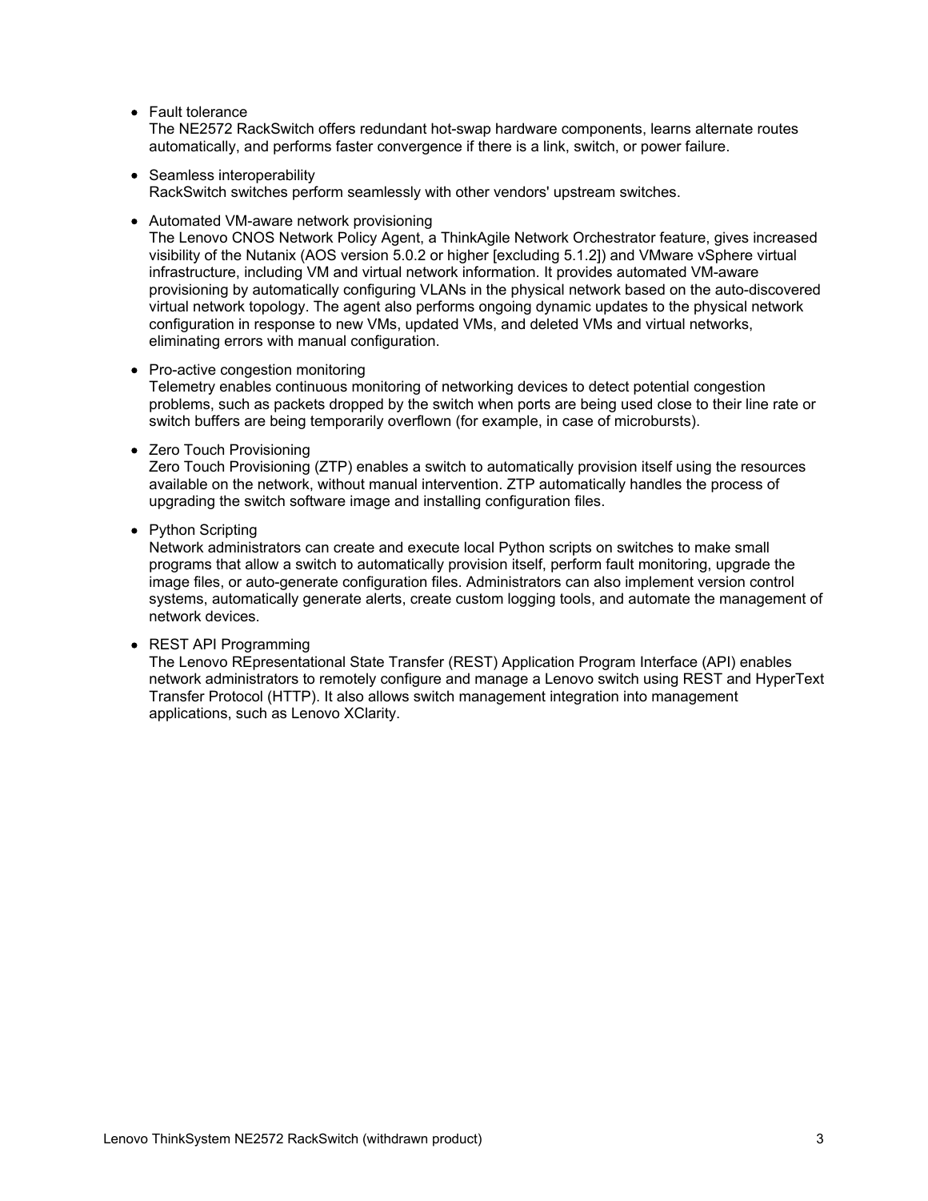- Fault tolerance
  The NE2572 RackSwitch offers redundant hot-swap hardware components, learns alternate routes automatically, and performs faster convergence if there is a link, switch, or power failure.

- Seamless interoperability
  RackSwitch switches perform seamlessly with other vendors' upstream switches.

- Automated VM-aware network provisioning
  The Lenovo CNOS Network Policy Agent, a ThinkAgile Network Orchestrator feature, gives increased visibility of the Nutanix (AOS version 5.0.2 or higher [excluding 5.1.2]) and VMware vSphere virtual infrastructure, including VM and virtual network information. It provides automated VM-aware provisioning by automatically configuring VLANs in the physical network based on the auto-discovered virtual network topology. The agent also performs ongoing dynamic updates to the physical network configuration in response to new VMs, updated VMs, and deleted VMs and virtual networks, eliminating errors with manual configuration.

- Pro-active congestion monitoring
  Telemetry enables continuous monitoring of networking devices to detect potential congestion problems, such as packets dropped by the switch when ports are being used close to their line rate or switch buffers are being temporarily overflown (for example, in case of microbursts).

- Zero Touch Provisioning
  Zero Touch Provisioning (ZTP) enables a switch to automatically provision itself using the resources available on the network, without manual intervention. ZTP automatically handles the process of upgrading the switch software image and installing configuration files.

- Python Scripting
  Network administrators can create and execute local Python scripts on switches to make small programs that allow a switch to automatically provision itself, perform fault monitoring, upgrade the image files, or auto-generate configuration files. Administrators can also implement version control systems, automatically generate alerts, create custom logging tools, and automate the management of network devices.

- REST API Programming
  The Lenovo REpresentational State Transfer (REST) Application Program Interface (API) enables network administrators to remotely configure and manage a Lenovo switch using REST and HyperText Transfer Protocol (HTTP). It also allows switch management integration into management applications, such as Lenovo XClarity.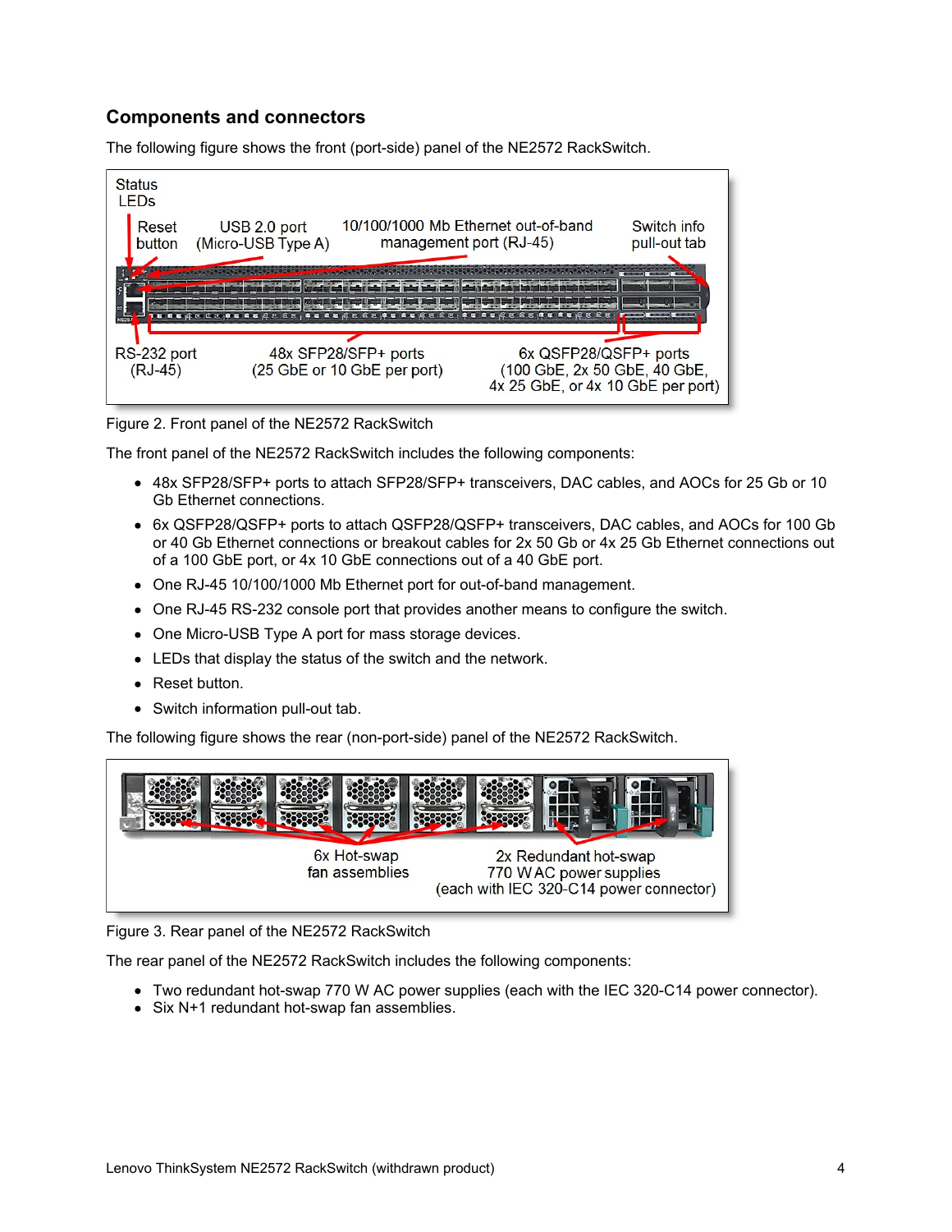## Components and connectors

The following figure shows the front (port-side) panel of the NE2572 RackSwitch.

Figure 2. Front panel of the NE2572 RackSwitch

The front panel of the NE2572 RackSwitch includes the following components:

- 48x SFP28/SFP+ ports to attach SFP28/SFP+ transceivers, DAC cables, and AOCs for 25 Gb or 10 Gb Ethernet connections.
- 6x QSFP28/QSFP+ ports to attach QSFP28/QSFP+ transceivers, DAC cables, and AOCs for 100 Gb or 40 Gb Ethernet connections or breakout cables for 2x 50 Gb or 4x 25 Gb Ethernet connections out of a 100 GbE port, or 4x 10 GbE connections out of a 40 GbE port.
- One RJ-45 10/100/1000 Mb Ethernet port for out-of-band management.
- One RJ-45 RS-232 console port that provides another means to configure the switch.
- One Micro-USB Type A port for mass storage devices.
- LEDs that display the status of the switch and the network.
- Reset button.
- Switch information pull-out tab.

The following figure shows the rear (non-port-side) panel of the NE2572 RackSwitch.

Figure 3. Rear panel of the NE2572 RackSwitch

The rear panel of the NE2572 RackSwitch includes the following components:

- Two redundant hot-swap 770 W AC power supplies (each with the IEC 320-C14 power connector).
- Six N+1 redundant hot-swap fan assemblies.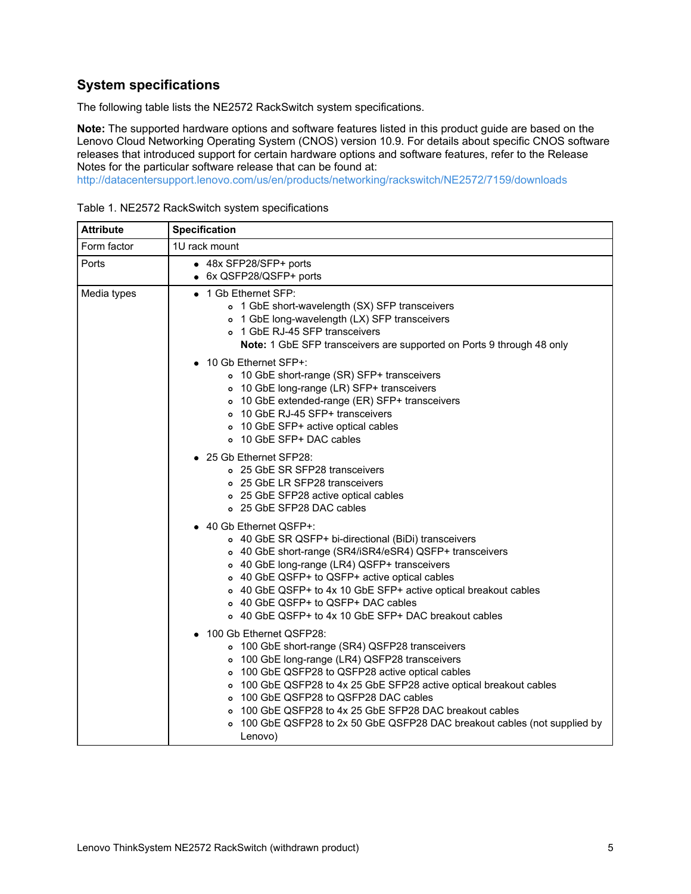## System specifications

The following table lists the NE2572 RackSwitch system specifications.

**Note:** The supported hardware options and software features listed in this product guide are based on the Lenovo Cloud Networking Operating System (CNOS) version 10.9. For details about specific CNOS software releases that introduced support for certain hardware options and software features, refer to the Release Notes for the particular software release that can be found at:
http://datacentersupport.lenovo.com/us/en/products/networking/rackswitch/NE2572/7159/downloads

Table 1. NE2572 RackSwitch system specifications

| Attribute | Specification |
|---|---|
| Form factor | 1U rack mount |
| Ports | • 48x SFP28/SFP+ ports<br>• 6x QSFP28/QSFP+ ports |
| Media types | • 1 Gb Ethernet SFP:<br>  ◦ 1 GbE short-wavelength (SX) SFP transceivers<br>  ◦ 1 GbE long-wavelength (LX) SFP transceivers<br>  ◦ 1 GbE RJ-45 SFP transceivers<br>  **Note:** 1 GbE SFP transceivers are supported on Ports 9 through 48 only<br>• 10 Gb Ethernet SFP+:<br>  ◦ 10 GbE short-range (SR) SFP+ transceivers<br>  ◦ 10 GbE long-range (LR) SFP+ transceivers<br>  ◦ 10 GbE extended-range (ER) SFP+ transceivers<br>  ◦ 10 GbE RJ-45 SFP+ transceivers<br>  ◦ 10 GbE SFP+ active optical cables<br>  ◦ 10 GbE SFP+ DAC cables<br>• 25 Gb Ethernet SFP28:<br>  ◦ 25 GbE SR SFP28 transceivers<br>  ◦ 25 GbE LR SFP28 transceivers<br>  ◦ 25 GbE SFP28 active optical cables<br>  ◦ 25 GbE SFP28 DAC cables<br>• 40 Gb Ethernet QSFP+:<br>  ◦ 40 GbE SR QSFP+ bi-directional (BiDi) transceivers<br>  ◦ 40 GbE short-range (SR4/iSR4/eSR4) QSFP+ transceivers<br>  ◦ 40 GbE long-range (LR4) QSFP+ transceivers<br>  ◦ 40 GbE QSFP+ to QSFP+ active optical cables<br>  ◦ 40 GbE QSFP+ to 4x 10 GbE SFP+ active optical breakout cables<br>  ◦ 40 GbE QSFP+ to QSFP+ DAC cables<br>  ◦ 40 GbE QSFP+ to 4x 10 GbE SFP+ DAC breakout cables<br>• 100 Gb Ethernet QSFP28:<br>  ◦ 100 GbE short-range (SR4) QSFP28 transceivers<br>  ◦ 100 GbE long-range (LR4) QSFP28 transceivers<br>  ◦ 100 GbE QSFP28 to QSFP28 active optical cables<br>  ◦ 100 GbE QSFP28 to 4x 25 GbE SFP28 active optical breakout cables<br>  ◦ 100 GbE QSFP28 to QSFP28 DAC cables<br>  ◦ 100 GbE QSFP28 to 4x 25 GbE SFP28 DAC breakout cables<br>  ◦ 100 GbE QSFP28 to 2x 50 GbE QSFP28 DAC breakout cables (not supplied by Lenovo) |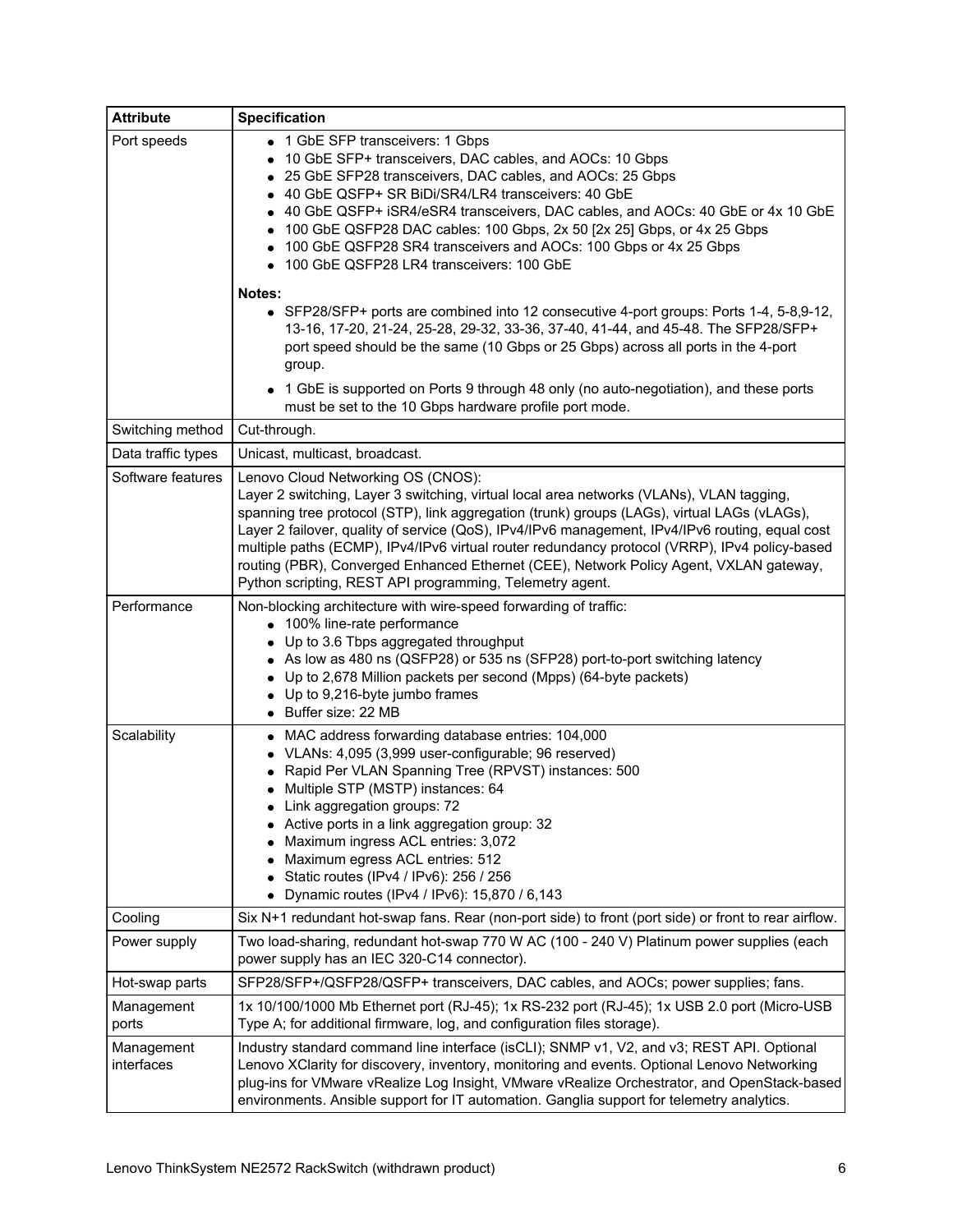| Attribute | Specification |
|---|---|
| Port speeds | • 1 GbE SFP transceivers: 1 Gbps<br>• 10 GbE SFP+ transceivers, DAC cables, and AOCs: 10 Gbps<br>• 25 GbE SFP28 transceivers, DAC cables, and AOCs: 25 Gbps<br>• 40 GbE QSFP+ SR BiDi/SR4/LR4 transceivers: 40 GbE<br>• 40 GbE QSFP+ iSR4/eSR4 transceivers, DAC cables, and AOCs: 40 GbE or 4x 10 GbE<br>• 100 GbE QSFP28 DAC cables: 100 Gbps, 2x 50 [2x 25] Gbps, or 4x 25 Gbps<br>• 100 GbE QSFP28 SR4 transceivers and AOCs: 100 Gbps or 4x 25 Gbps<br>• 100 GbE QSFP28 LR4 transceivers: 100 GbE<br><br>**Notes:**<br>• SFP28/SFP+ ports are combined into 12 consecutive 4-port groups: Ports 1-4, 5-8,9-12, 13-16, 17-20, 21-24, 25-28, 29-32, 33-36, 37-40, 41-44, and 45-48. The SFP28/SFP+ port speed should be the same (10 Gbps or 25 Gbps) across all ports in the 4-port group.<br>• 1 GbE is supported on Ports 9 through 48 only (no auto-negotiation), and these ports must be set to the 10 Gbps hardware profile port mode. |
| Switching method | Cut-through. |
| Data traffic types | Unicast, multicast, broadcast. |
| Software features | Lenovo Cloud Networking OS (CNOS):<br>Layer 2 switching, Layer 3 switching, virtual local area networks (VLANs), VLAN tagging, spanning tree protocol (STP), link aggregation (trunk) groups (LAGs), virtual LAGs (vLAGs), Layer 2 failover, quality of service (QoS), IPv4/IPv6 management, IPv4/IPv6 routing, equal cost multiple paths (ECMP), IPv4/IPv6 virtual router redundancy protocol (VRRP), IPv4 policy-based routing (PBR), Converged Enhanced Ethernet (CEE), Network Policy Agent, VXLAN gateway, Python scripting, REST API programming, Telemetry agent. |
| Performance | Non-blocking architecture with wire-speed forwarding of traffic:<br>• 100% line-rate performance<br>• Up to 3.6 Tbps aggregated throughput<br>• As low as 480 ns (QSFP28) or 535 ns (SFP28) port-to-port switching latency<br>• Up to 2,678 Million packets per second (Mpps) (64-byte packets)<br>• Up to 9,216-byte jumbo frames<br>• Buffer size: 22 MB |
| Scalability | • MAC address forwarding database entries: 104,000<br>• VLANs: 4,095 (3,999 user-configurable; 96 reserved)<br>• Rapid Per VLAN Spanning Tree (RPVST) instances: 500<br>• Multiple STP (MSTP) instances: 64<br>• Link aggregation groups: 72<br>• Active ports in a link aggregation group: 32<br>• Maximum ingress ACL entries: 3,072<br>• Maximum egress ACL entries: 512<br>• Static routes (IPv4 / IPv6): 256 / 256<br>• Dynamic routes (IPv4 / IPv6): 15,870 / 6,143 |
| Cooling | Six N+1 redundant hot-swap fans. Rear (non-port side) to front (port side) or front to rear airflow. |
| Power supply | Two load-sharing, redundant hot-swap 770 W AC (100 - 240 V) Platinum power supplies (each power supply has an IEC 320-C14 connector). |
| Hot-swap parts | SFP28/SFP+/QSFP28/QSFP+ transceivers, DAC cables, and AOCs; power supplies; fans. |
| Management ports | 1x 10/100/1000 Mb Ethernet port (RJ-45); 1x RS-232 port (RJ-45); 1x USB 2.0 port (Micro-USB Type A; for additional firmware, log, and configuration files storage). |
| Management interfaces | Industry standard command line interface (isCLI); SNMP v1, V2, and v3; REST API. Optional Lenovo XClarity for discovery, inventory, monitoring and events. Optional Lenovo Networking plug-ins for VMware vRealize Log Insight, VMware vRealize Orchestrator, and OpenStack-based environments. Ansible support for IT automation. Ganglia support for telemetry analytics. |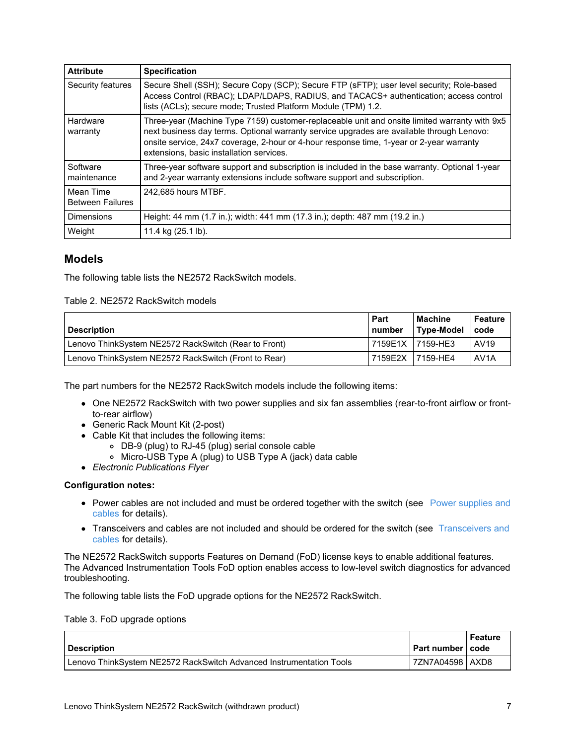| Attribute | Specification |
| --- | --- |
| Security features | Secure Shell (SSH); Secure Copy (SCP); Secure FTP (sFTP); user level security; Role-based Access Control (RBAC); LDAP/LDAPS, RADIUS, and TACACS+ authentication; access control lists (ACLs); secure mode; Trusted Platform Module (TPM) 1.2. |
| Hardware warranty | Three-year (Machine Type 7159) customer-replaceable unit and onsite limited warranty with 9x5 next business day terms. Optional warranty service upgrades are available through Lenovo: onsite service, 24x7 coverage, 2-hour or 4-hour response time, 1-year or 2-year warranty extensions, basic installation services. |
| Software maintenance | Three-year software support and subscription is included in the base warranty. Optional 1-year and 2-year warranty extensions include software support and subscription. |
| Mean Time Between Failures | 242,685 hours MTBF. |
| Dimensions | Height: 44 mm (1.7 in.); width: 441 mm (17.3 in.); depth: 487 mm (19.2 in.) |
| Weight | 11.4 kg (25.1 lb). |

## Models

The following table lists the NE2572 RackSwitch models.

Table 2. NE2572 RackSwitch models

| Description | Part number | Machine Type-Model | Feature code |
| --- | --- | --- | --- |
| Lenovo ThinkSystem NE2572 RackSwitch (Rear to Front) | 7159E1X | 7159-HE3 | AV19 |
| Lenovo ThinkSystem NE2572 RackSwitch (Front to Rear) | 7159E2X | 7159-HE4 | AV1A |

The part numbers for the NE2572 RackSwitch models include the following items:

- One NE2572 RackSwitch with two power supplies and six fan assemblies (rear-to-front airflow or front-to-rear airflow)
- Generic Rack Mount Kit (2-post)
- Cable Kit that includes the following items:
  - DB-9 (plug) to RJ-45 (plug) serial console cable
  - Micro-USB Type A (plug) to USB Type A (jack) data cable
- *Electronic Publications Flyer*

**Configuration notes:**

- Power cables are not included and must be ordered together with the switch (see Power supplies and cables for details).
- Transceivers and cables are not included and should be ordered for the switch (see Transceivers and cables for details).

The NE2572 RackSwitch supports Features on Demand (FoD) license keys to enable additional features. The Advanced Instrumentation Tools FoD option enables access to low-level switch diagnostics for advanced troubleshooting.

The following table lists the FoD upgrade options for the NE2572 RackSwitch.

Table 3. FoD upgrade options

| Description | Part number | Feature code |
| --- | --- | --- |
| Lenovo ThinkSystem NE2572 RackSwitch Advanced Instrumentation Tools | 7ZN7A04598 | AXD8 |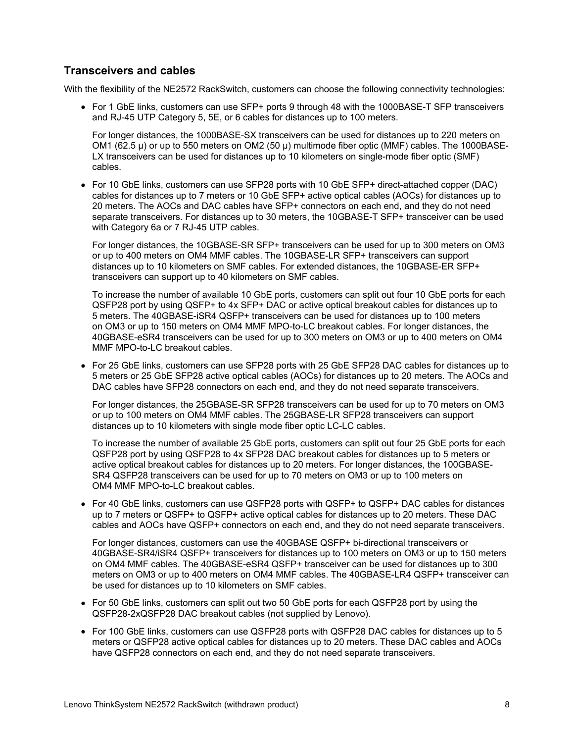## Transceivers and cables

With the flexibility of the NE2572 RackSwitch, customers can choose the following connectivity technologies:

- For 1 GbE links, customers can use SFP+ ports 9 through 48 with the 1000BASE-T SFP transceivers and RJ-45 UTP Category 5, 5E, or 6 cables for distances up to 100 meters.

  For longer distances, the 1000BASE-SX transceivers can be used for distances up to 220 meters on OM1 (62.5 µ) or up to 550 meters on OM2 (50 µ) multimode fiber optic (MMF) cables. The 1000BASE-LX transceivers can be used for distances up to 10 kilometers on single-mode fiber optic (SMF) cables.

- For 10 GbE links, customers can use SFP28 ports with 10 GbE SFP+ direct-attached copper (DAC) cables for distances up to 7 meters or 10 GbE SFP+ active optical cables (AOCs) for distances up to 20 meters. The AOCs and DAC cables have SFP+ connectors on each end, and they do not need separate transceivers. For distances up to 30 meters, the 10GBASE-T SFP+ transceiver can be used with Category 6a or 7 RJ-45 UTP cables.

  For longer distances, the 10GBASE-SR SFP+ transceivers can be used for up to 300 meters on OM3 or up to 400 meters on OM4 MMF cables. The 10GBASE-LR SFP+ transceivers can support distances up to 10 kilometers on SMF cables. For extended distances, the 10GBASE-ER SFP+ transceivers can support up to 40 kilometers on SMF cables.

  To increase the number of available 10 GbE ports, customers can split out four 10 GbE ports for each QSFP28 port by using QSFP+ to 4x SFP+ DAC or active optical breakout cables for distances up to 5 meters. The 40GBASE-iSR4 QSFP+ transceivers can be used for distances up to 100 meters on OM3 or up to 150 meters on OM4 MMF MPO-to-LC breakout cables. For longer distances, the 40GBASE-eSR4 transceivers can be used for up to 300 meters on OM3 or up to 400 meters on OM4 MMF MPO-to-LC breakout cables.

- For 25 GbE links, customers can use SFP28 ports with 25 GbE SFP28 DAC cables for distances up to 5 meters or 25 GbE SFP28 active optical cables (AOCs) for distances up to 20 meters. The AOCs and DAC cables have SFP28 connectors on each end, and they do not need separate transceivers.

  For longer distances, the 25GBASE-SR SFP28 transceivers can be used for up to 70 meters on OM3 or up to 100 meters on OM4 MMF cables. The 25GBASE-LR SFP28 transceivers can support distances up to 10 kilometers with single mode fiber optic LC-LC cables.

  To increase the number of available 25 GbE ports, customers can split out four 25 GbE ports for each QSFP28 port by using QSFP28 to 4x SFP28 DAC breakout cables for distances up to 5 meters or active optical breakout cables for distances up to 20 meters. For longer distances, the 100GBASE-SR4 QSFP28 transceivers can be used for up to 70 meters on OM3 or up to 100 meters on OM4 MMF MPO-to-LC breakout cables.

- For 40 GbE links, customers can use QSFP28 ports with QSFP+ to QSFP+ DAC cables for distances up to 7 meters or QSFP+ to QSFP+ active optical cables for distances up to 20 meters. These DAC cables and AOCs have QSFP+ connectors on each end, and they do not need separate transceivers.

  For longer distances, customers can use the 40GBASE QSFP+ bi-directional transceivers or 40GBASE-SR4/iSR4 QSFP+ transceivers for distances up to 100 meters on OM3 or up to 150 meters on OM4 MMF cables. The 40GBASE-eSR4 QSFP+ transceiver can be used for distances up to 300 meters on OM3 or up to 400 meters on OM4 MMF cables. The 40GBASE-LR4 QSFP+ transceiver can be used for distances up to 10 kilometers on SMF cables.

- For 50 GbE links, customers can split out two 50 GbE ports for each QSFP28 port by using the QSFP28-2xQSFP28 DAC breakout cables (not supplied by Lenovo).

- For 100 GbE links, customers can use QSFP28 ports with QSFP28 DAC cables for distances up to 5 meters or QSFP28 active optical cables for distances up to 20 meters. These DAC cables and AOCs have QSFP28 connectors on each end, and they do not need separate transceivers.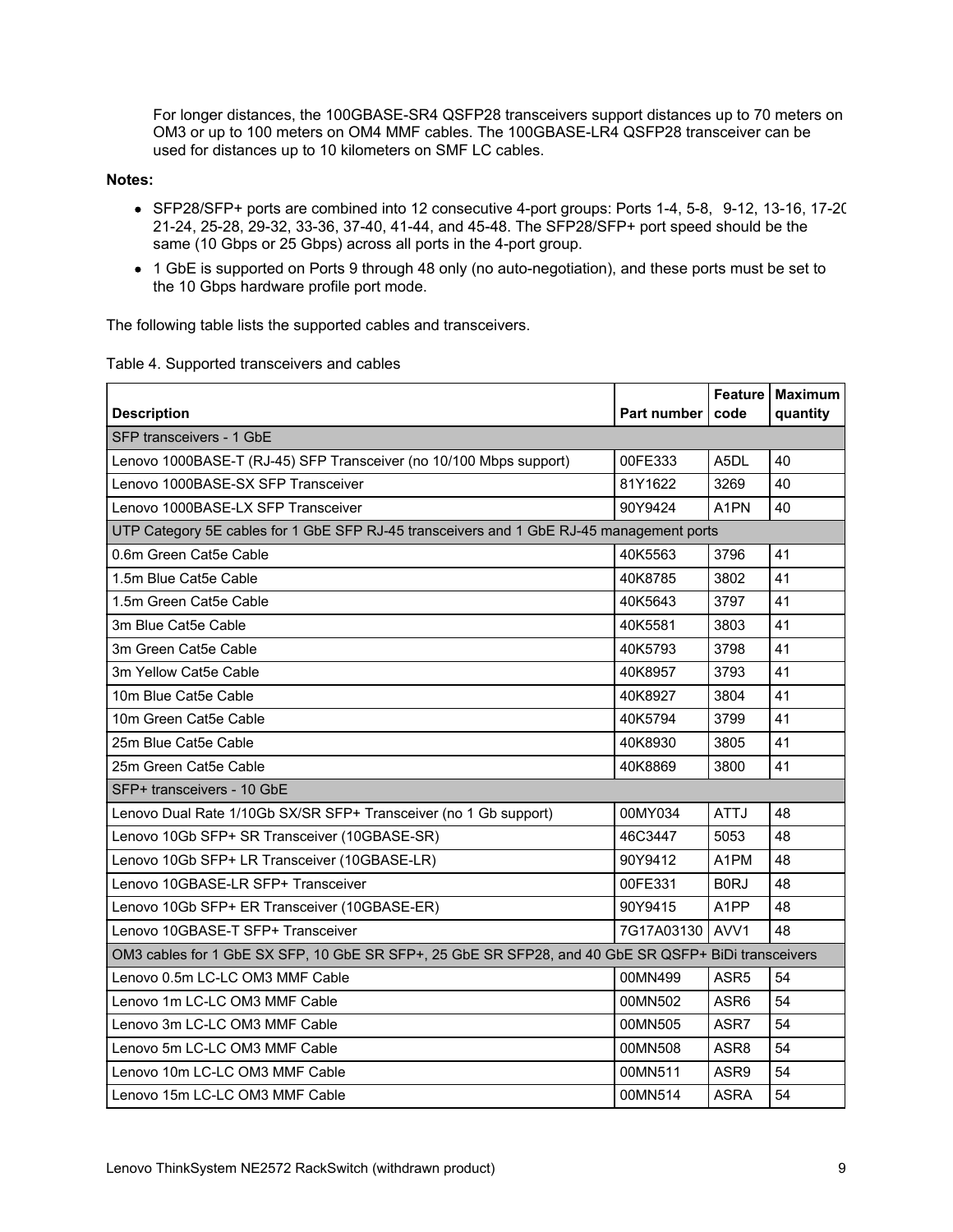For longer distances, the 100GBASE-SR4 QSFP28 transceivers support distances up to 70 meters on OM3 or up to 100 meters on OM4 MMF cables. The 100GBASE-LR4 QSFP28 transceiver can be used for distances up to 10 kilometers on SMF LC cables.

**Notes:**

- SFP28/SFP+ ports are combined into 12 consecutive 4-port groups: Ports 1-4, 5-8, 9-12, 13-16, 17-20 21-24, 25-28, 29-32, 33-36, 37-40, 41-44, and 45-48. The SFP28/SFP+ port speed should be the same (10 Gbps or 25 Gbps) across all ports in the 4-port group.
- 1 GbE is supported on Ports 9 through 48 only (no auto-negotiation), and these ports must be set to the 10 Gbps hardware profile port mode.

The following table lists the supported cables and transceivers.

Table 4. Supported transceivers and cables

| Description | Part number | Feature code | Maximum quantity |
|---|---|---|---|
| SFP transceivers - 1 GbE | | | |
| Lenovo 1000BASE-T (RJ-45) SFP Transceiver (no 10/100 Mbps support) | 00FE333 | A5DL | 40 |
| Lenovo 1000BASE-SX SFP Transceiver | 81Y1622 | 3269 | 40 |
| Lenovo 1000BASE-LX SFP Transceiver | 90Y9424 | A1PN | 40 |
| UTP Category 5E cables for 1 GbE SFP RJ-45 transceivers and 1 GbE RJ-45 management ports | | | |
| 0.6m Green Cat5e Cable | 40K5563 | 3796 | 41 |
| 1.5m Blue Cat5e Cable | 40K8785 | 3802 | 41 |
| 1.5m Green Cat5e Cable | 40K5643 | 3797 | 41 |
| 3m Blue Cat5e Cable | 40K5581 | 3803 | 41 |
| 3m Green Cat5e Cable | 40K5793 | 3798 | 41 |
| 3m Yellow Cat5e Cable | 40K8957 | 3793 | 41 |
| 10m Blue Cat5e Cable | 40K8927 | 3804 | 41 |
| 10m Green Cat5e Cable | 40K5794 | 3799 | 41 |
| 25m Blue Cat5e Cable | 40K8930 | 3805 | 41 |
| 25m Green Cat5e Cable | 40K8869 | 3800 | 41 |
| SFP+ transceivers - 10 GbE | | | |
| Lenovo Dual Rate 1/10Gb SX/SR SFP+ Transceiver (no 1 Gb support) | 00MY034 | ATTJ | 48 |
| Lenovo 10Gb SFP+ SR Transceiver (10GBASE-SR) | 46C3447 | 5053 | 48 |
| Lenovo 10Gb SFP+ LR Transceiver (10GBASE-LR) | 90Y9412 | A1PM | 48 |
| Lenovo 10GBASE-LR SFP+ Transceiver | 00FE331 | B0RJ | 48 |
| Lenovo 10Gb SFP+ ER Transceiver (10GBASE-ER) | 90Y9415 | A1PP | 48 |
| Lenovo 10GBASE-T SFP+ Transceiver | 7G17A03130 | AVV1 | 48 |
| OM3 cables for 1 GbE SX SFP, 10 GbE SR SFP+, 25 GbE SR SFP28, and 40 GbE SR QSFP+ BiDi transceivers | | | |
| Lenovo 0.5m LC-LC OM3 MMF Cable | 00MN499 | ASR5 | 54 |
| Lenovo 1m LC-LC OM3 MMF Cable | 00MN502 | ASR6 | 54 |
| Lenovo 3m LC-LC OM3 MMF Cable | 00MN505 | ASR7 | 54 |
| Lenovo 5m LC-LC OM3 MMF Cable | 00MN508 | ASR8 | 54 |
| Lenovo 10m LC-LC OM3 MMF Cable | 00MN511 | ASR9 | 54 |
| Lenovo 15m LC-LC OM3 MMF Cable | 00MN514 | ASRA | 54 |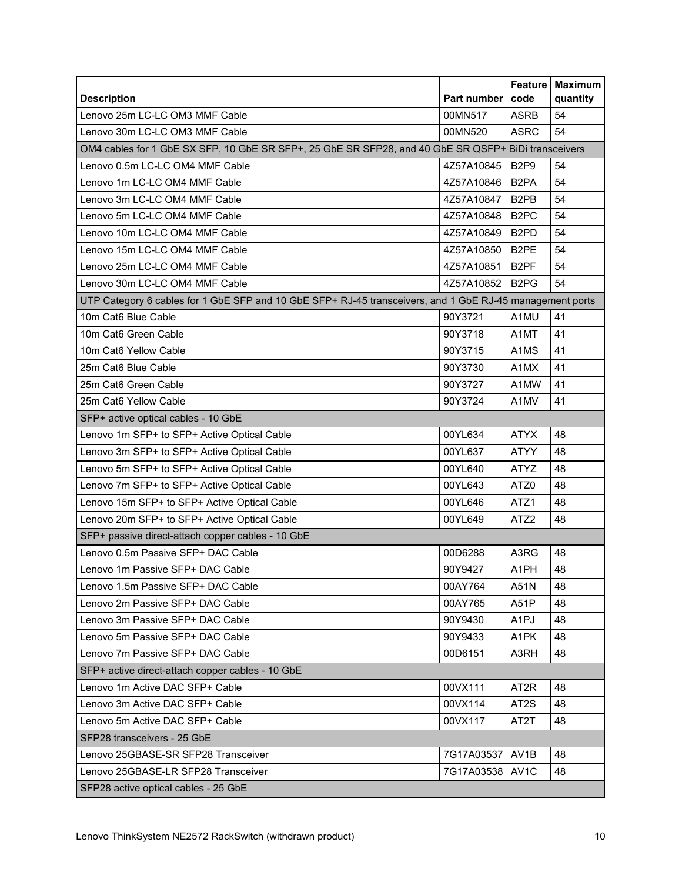| Description | Part number | Feature code | Maximum quantity |
|---|---|---|---|
| Lenovo 25m LC-LC OM3 MMF Cable | 00MN517 | ASRB | 54 |
| Lenovo 30m LC-LC OM3 MMF Cable | 00MN520 | ASRC | 54 |
| OM4 cables for 1 GbE SX SFP, 10 GbE SR SFP+, 25 GbE SR SFP28, and 40 GbE SR QSFP+ BiDi transceivers | | | |
| Lenovo 0.5m LC-LC OM4 MMF Cable | 4Z57A10845 | B2P9 | 54 |
| Lenovo 1m LC-LC OM4 MMF Cable | 4Z57A10846 | B2PA | 54 |
| Lenovo 3m LC-LC OM4 MMF Cable | 4Z57A10847 | B2PB | 54 |
| Lenovo 5m LC-LC OM4 MMF Cable | 4Z57A10848 | B2PC | 54 |
| Lenovo 10m LC-LC OM4 MMF Cable | 4Z57A10849 | B2PD | 54 |
| Lenovo 15m LC-LC OM4 MMF Cable | 4Z57A10850 | B2PE | 54 |
| Lenovo 25m LC-LC OM4 MMF Cable | 4Z57A10851 | B2PF | 54 |
| Lenovo 30m LC-LC OM4 MMF Cable | 4Z57A10852 | B2PG | 54 |
| UTP Category 6 cables for 1 GbE SFP and 10 GbE SFP+ RJ-45 transceivers, and 1 GbE RJ-45 management ports | | | |
| 10m Cat6 Blue Cable | 90Y3721 | A1MU | 41 |
| 10m Cat6 Green Cable | 90Y3718 | A1MT | 41 |
| 10m Cat6 Yellow Cable | 90Y3715 | A1MS | 41 |
| 25m Cat6 Blue Cable | 90Y3730 | A1MX | 41 |
| 25m Cat6 Green Cable | 90Y3727 | A1MW | 41 |
| 25m Cat6 Yellow Cable | 90Y3724 | A1MV | 41 |
| SFP+ active optical cables - 10 GbE | | | |
| Lenovo 1m SFP+ to SFP+ Active Optical Cable | 00YL634 | ATYX | 48 |
| Lenovo 3m SFP+ to SFP+ Active Optical Cable | 00YL637 | ATYY | 48 |
| Lenovo 5m SFP+ to SFP+ Active Optical Cable | 00YL640 | ATYZ | 48 |
| Lenovo 7m SFP+ to SFP+ Active Optical Cable | 00YL643 | ATZ0 | 48 |
| Lenovo 15m SFP+ to SFP+ Active Optical Cable | 00YL646 | ATZ1 | 48 |
| Lenovo 20m SFP+ to SFP+ Active Optical Cable | 00YL649 | ATZ2 | 48 |
| SFP+ passive direct-attach copper cables - 10 GbE | | | |
| Lenovo 0.5m Passive SFP+ DAC Cable | 00D6288 | A3RG | 48 |
| Lenovo 1m Passive SFP+ DAC Cable | 90Y9427 | A1PH | 48 |
| Lenovo 1.5m Passive SFP+ DAC Cable | 00AY764 | A51N | 48 |
| Lenovo 2m Passive SFP+ DAC Cable | 00AY765 | A51P | 48 |
| Lenovo 3m Passive SFP+ DAC Cable | 90Y9430 | A1PJ | 48 |
| Lenovo 5m Passive SFP+ DAC Cable | 90Y9433 | A1PK | 48 |
| Lenovo 7m Passive SFP+ DAC Cable | 00D6151 | A3RH | 48 |
| SFP+ active direct-attach copper cables - 10 GbE | | | |
| Lenovo 1m Active DAC SFP+ Cable | 00VX111 | AT2R | 48 |
| Lenovo 3m Active DAC SFP+ Cable | 00VX114 | AT2S | 48 |
| Lenovo 5m Active DAC SFP+ Cable | 00VX117 | AT2T | 48 |
| SFP28 transceivers - 25 GbE | | | |
| Lenovo 25GBASE-SR SFP28 Transceiver | 7G17A03537 | AV1B | 48 |
| Lenovo 25GBASE-LR SFP28 Transceiver | 7G17A03538 | AV1C | 48 |
| SFP28 active optical cables - 25 GbE | | | |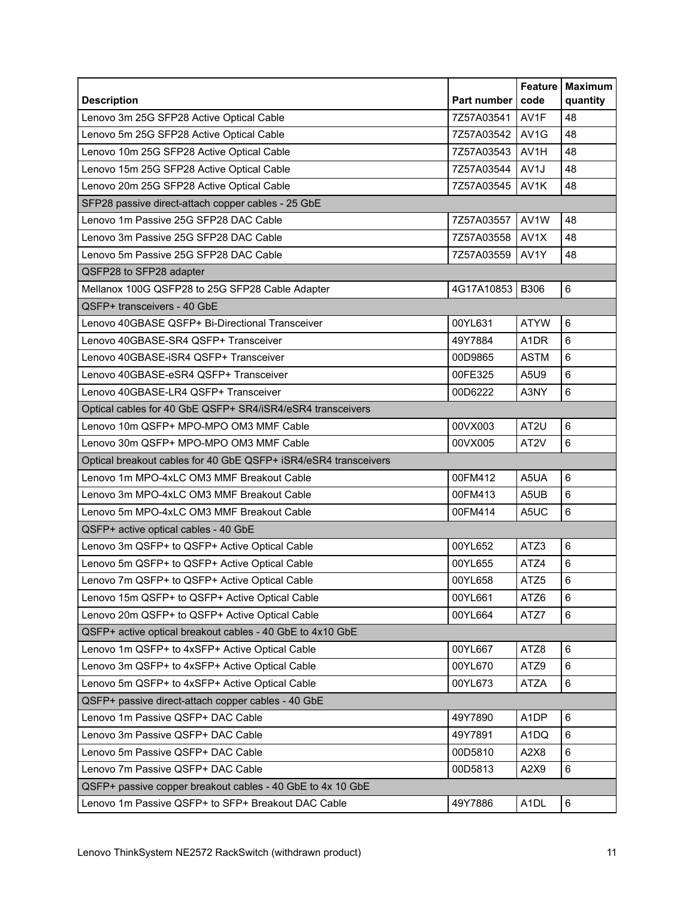| Description | Part number | Feature code | Maximum quantity |
|---|---|---|---|
| Lenovo 3m 25G SFP28 Active Optical Cable | 7Z57A03541 | AV1F | 48 |
| Lenovo 5m 25G SFP28 Active Optical Cable | 7Z57A03542 | AV1G | 48 |
| Lenovo 10m 25G SFP28 Active Optical Cable | 7Z57A03543 | AV1H | 48 |
| Lenovo 15m 25G SFP28 Active Optical Cable | 7Z57A03544 | AV1J | 48 |
| Lenovo 20m 25G SFP28 Active Optical Cable | 7Z57A03545 | AV1K | 48 |
| SFP28 passive direct-attach copper cables - 25 GbE | | | |
| Lenovo 1m Passive 25G SFP28 DAC Cable | 7Z57A03557 | AV1W | 48 |
| Lenovo 3m Passive 25G SFP28 DAC Cable | 7Z57A03558 | AV1X | 48 |
| Lenovo 5m Passive 25G SFP28 DAC Cable | 7Z57A03559 | AV1Y | 48 |
| QSFP28 to SFP28 adapter | | | |
| Mellanox 100G QSFP28 to 25G SFP28 Cable Adapter | 4G17A10853 | B306 | 6 |
| QSFP+ transceivers - 40 GbE | | | |
| Lenovo 40GBASE QSFP+ Bi-Directional Transceiver | 00YL631 | ATYW | 6 |
| Lenovo 40GBASE-SR4 QSFP+ Transceiver | 49Y7884 | A1DR | 6 |
| Lenovo 40GBASE-iSR4 QSFP+ Transceiver | 00D9865 | ASTM | 6 |
| Lenovo 40GBASE-eSR4 QSFP+ Transceiver | 00FE325 | A5U9 | 6 |
| Lenovo 40GBASE-LR4 QSFP+ Transceiver | 00D6222 | A3NY | 6 |
| Optical cables for 40 GbE QSFP+ SR4/iSR4/eSR4 transceivers | | | |
| Lenovo 10m QSFP+ MPO-MPO OM3 MMF Cable | 00VX003 | AT2U | 6 |
| Lenovo 30m QSFP+ MPO-MPO OM3 MMF Cable | 00VX005 | AT2V | 6 |
| Optical breakout cables for 40 GbE QSFP+ iSR4/eSR4 transceivers | | | |
| Lenovo 1m MPO-4xLC OM3 MMF Breakout Cable | 00FM412 | A5UA | 6 |
| Lenovo 3m MPO-4xLC OM3 MMF Breakout Cable | 00FM413 | A5UB | 6 |
| Lenovo 5m MPO-4xLC OM3 MMF Breakout Cable | 00FM414 | A5UC | 6 |
| QSFP+ active optical cables - 40 GbE | | | |
| Lenovo 3m QSFP+ to QSFP+ Active Optical Cable | 00YL652 | ATZ3 | 6 |
| Lenovo 5m QSFP+ to QSFP+ Active Optical Cable | 00YL655 | ATZ4 | 6 |
| Lenovo 7m QSFP+ to QSFP+ Active Optical Cable | 00YL658 | ATZ5 | 6 |
| Lenovo 15m QSFP+ to QSFP+ Active Optical Cable | 00YL661 | ATZ6 | 6 |
| Lenovo 20m QSFP+ to QSFP+ Active Optical Cable | 00YL664 | ATZ7 | 6 |
| QSFP+ active optical breakout cables - 40 GbE to 4x10 GbE | | | |
| Lenovo 1m QSFP+ to 4xSFP+ Active Optical Cable | 00YL667 | ATZ8 | 6 |
| Lenovo 3m QSFP+ to 4xSFP+ Active Optical Cable | 00YL670 | ATZ9 | 6 |
| Lenovo 5m QSFP+ to 4xSFP+ Active Optical Cable | 00YL673 | ATZA | 6 |
| QSFP+ passive direct-attach copper cables - 40 GbE | | | |
| Lenovo 1m Passive QSFP+ DAC Cable | 49Y7890 | A1DP | 6 |
| Lenovo 3m Passive QSFP+ DAC Cable | 49Y7891 | A1DQ | 6 |
| Lenovo 5m Passive QSFP+ DAC Cable | 00D5810 | A2X8 | 6 |
| Lenovo 7m Passive QSFP+ DAC Cable | 00D5813 | A2X9 | 6 |
| QSFP+ passive copper breakout cables - 40 GbE to 4x 10 GbE | | | |
| Lenovo 1m Passive QSFP+ to SFP+ Breakout DAC Cable | 49Y7886 | A1DL | 6 |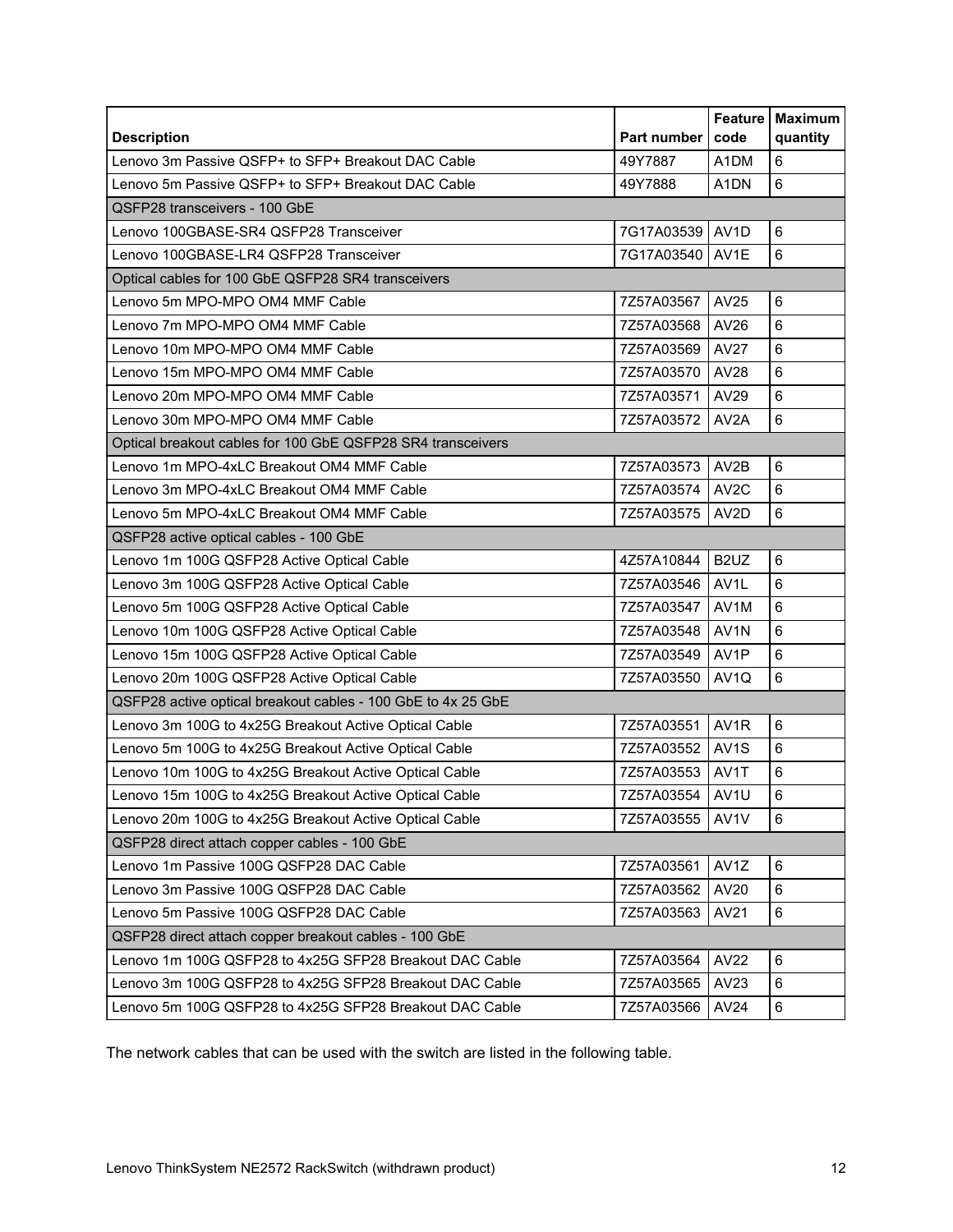| Description | Part number | Feature code | Maximum quantity |
|---|---|---|---|
| Lenovo 3m Passive QSFP+ to SFP+ Breakout DAC Cable | 49Y7887 | A1DM | 6 |
| Lenovo 5m Passive QSFP+ to SFP+ Breakout DAC Cable | 49Y7888 | A1DN | 6 |
| QSFP28 transceivers - 100 GbE | | | |
| Lenovo 100GBASE-SR4 QSFP28 Transceiver | 7G17A03539 | AV1D | 6 |
| Lenovo 100GBASE-LR4 QSFP28 Transceiver | 7G17A03540 | AV1E | 6 |
| Optical cables for 100 GbE QSFP28 SR4 transceivers | | | |
| Lenovo 5m MPO-MPO OM4 MMF Cable | 7Z57A03567 | AV25 | 6 |
| Lenovo 7m MPO-MPO OM4 MMF Cable | 7Z57A03568 | AV26 | 6 |
| Lenovo 10m MPO-MPO OM4 MMF Cable | 7Z57A03569 | AV27 | 6 |
| Lenovo 15m MPO-MPO OM4 MMF Cable | 7Z57A03570 | AV28 | 6 |
| Lenovo 20m MPO-MPO OM4 MMF Cable | 7Z57A03571 | AV29 | 6 |
| Lenovo 30m MPO-MPO OM4 MMF Cable | 7Z57A03572 | AV2A | 6 |
| Optical breakout cables for 100 GbE QSFP28 SR4 transceivers | | | |
| Lenovo 1m MPO-4xLC Breakout OM4 MMF Cable | 7Z57A03573 | AV2B | 6 |
| Lenovo 3m MPO-4xLC Breakout OM4 MMF Cable | 7Z57A03574 | AV2C | 6 |
| Lenovo 5m MPO-4xLC Breakout OM4 MMF Cable | 7Z57A03575 | AV2D | 6 |
| QSFP28 active optical cables - 100 GbE | | | |
| Lenovo 1m 100G QSFP28 Active Optical Cable | 4Z57A10844 | B2UZ | 6 |
| Lenovo 3m 100G QSFP28 Active Optical Cable | 7Z57A03546 | AV1L | 6 |
| Lenovo 5m 100G QSFP28 Active Optical Cable | 7Z57A03547 | AV1M | 6 |
| Lenovo 10m 100G QSFP28 Active Optical Cable | 7Z57A03548 | AV1N | 6 |
| Lenovo 15m 100G QSFP28 Active Optical Cable | 7Z57A03549 | AV1P | 6 |
| Lenovo 20m 100G QSFP28 Active Optical Cable | 7Z57A03550 | AV1Q | 6 |
| QSFP28 active optical breakout cables - 100 GbE to 4x 25 GbE | | | |
| Lenovo 3m 100G to 4x25G Breakout Active Optical Cable | 7Z57A03551 | AV1R | 6 |
| Lenovo 5m 100G to 4x25G Breakout Active Optical Cable | 7Z57A03552 | AV1S | 6 |
| Lenovo 10m 100G to 4x25G Breakout Active Optical Cable | 7Z57A03553 | AV1T | 6 |
| Lenovo 15m 100G to 4x25G Breakout Active Optical Cable | 7Z57A03554 | AV1U | 6 |
| Lenovo 20m 100G to 4x25G Breakout Active Optical Cable | 7Z57A03555 | AV1V | 6 |
| QSFP28 direct attach copper cables - 100 GbE | | | |
| Lenovo 1m Passive 100G QSFP28 DAC Cable | 7Z57A03561 | AV1Z | 6 |
| Lenovo 3m Passive 100G QSFP28 DAC Cable | 7Z57A03562 | AV20 | 6 |
| Lenovo 5m Passive 100G QSFP28 DAC Cable | 7Z57A03563 | AV21 | 6 |
| QSFP28 direct attach copper breakout cables - 100 GbE | | | |
| Lenovo 1m 100G QSFP28 to 4x25G SFP28 Breakout DAC Cable | 7Z57A03564 | AV22 | 6 |
| Lenovo 3m 100G QSFP28 to 4x25G SFP28 Breakout DAC Cable | 7Z57A03565 | AV23 | 6 |
| Lenovo 5m 100G QSFP28 to 4x25G SFP28 Breakout DAC Cable | 7Z57A03566 | AV24 | 6 |

The network cables that can be used with the switch are listed in the following table.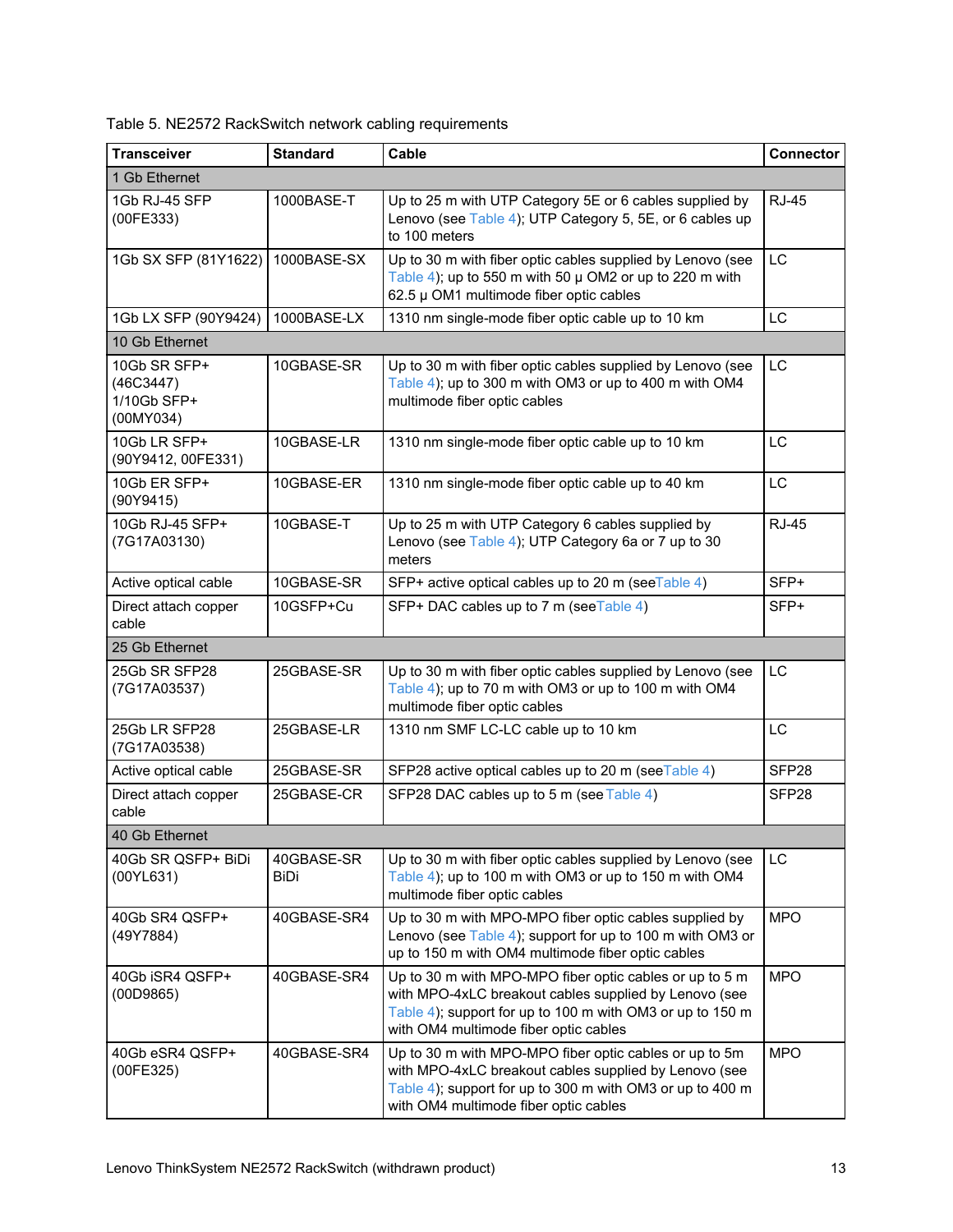Table 5. NE2572 RackSwitch network cabling requirements

| Transceiver | Standard | Cable | Connector |
|---|---|---|---|
| 1 Gb Ethernet | | | |
| 1Gb RJ-45 SFP (00FE333) | 1000BASE-T | Up to 25 m with UTP Category 5E or 6 cables supplied by Lenovo (see Table 4); UTP Category 5, 5E, or 6 cables up to 100 meters | RJ-45 |
| 1Gb SX SFP (81Y1622) | 1000BASE-SX | Up to 30 m with fiber optic cables supplied by Lenovo (see Table 4); up to 550 m with 50 µ OM2 or up to 220 m with 62.5 µ OM1 multimode fiber optic cables | LC |
| 1Gb LX SFP (90Y9424) | 1000BASE-LX | 1310 nm single-mode fiber optic cable up to 10 km | LC |
| 10 Gb Ethernet | | | |
| 10Gb SR SFP+ (46C3447)<br>1/10Gb SFP+ (00MY034) | 10GBASE-SR | Up to 30 m with fiber optic cables supplied by Lenovo (see Table 4); up to 300 m with OM3 or up to 400 m with OM4 multimode fiber optic cables | LC |
| 10Gb LR SFP+ (90Y9412, 00FE331) | 10GBASE-LR | 1310 nm single-mode fiber optic cable up to 10 km | LC |
| 10Gb ER SFP+ (90Y9415) | 10GBASE-ER | 1310 nm single-mode fiber optic cable up to 40 km | LC |
| 10Gb RJ-45 SFP+ (7G17A03130) | 10GBASE-T | Up to 25 m with UTP Category 6 cables supplied by Lenovo (see Table 4); UTP Category 6a or 7 up to 30 meters | RJ-45 |
| Active optical cable | 10GBASE-SR | SFP+ active optical cables up to 20 m (seeTable 4) | SFP+ |
| Direct attach copper cable | 10GSFP+Cu | SFP+ DAC cables up to 7 m (seeTable 4) | SFP+ |
| 25 Gb Ethernet | | | |
| 25Gb SR SFP28 (7G17A03537) | 25GBASE-SR | Up to 30 m with fiber optic cables supplied by Lenovo (see Table 4); up to 70 m with OM3 or up to 100 m with OM4 multimode fiber optic cables | LC |
| 25Gb LR SFP28 (7G17A03538) | 25GBASE-LR | 1310 nm SMF LC-LC cable up to 10 km | LC |
| Active optical cable | 25GBASE-SR | SFP28 active optical cables up to 20 m (seeTable 4) | SFP28 |
| Direct attach copper cable | 25GBASE-CR | SFP28 DAC cables up to 5 m (see Table 4) | SFP28 |
| 40 Gb Ethernet | | | |
| 40Gb SR QSFP+ BiDi (00YL631) | 40GBASE-SR BiDi | Up to 30 m with fiber optic cables supplied by Lenovo (see Table 4); up to 100 m with OM3 or up to 150 m with OM4 multimode fiber optic cables | LC |
| 40Gb SR4 QSFP+ (49Y7884) | 40GBASE-SR4 | Up to 30 m with MPO-MPO fiber optic cables supplied by Lenovo (see Table 4); support for up to 100 m with OM3 or up to 150 m with OM4 multimode fiber optic cables | MPO |
| 40Gb iSR4 QSFP+ (00D9865) | 40GBASE-SR4 | Up to 30 m with MPO-MPO fiber optic cables or up to 5 m with MPO-4xLC breakout cables supplied by Lenovo (see Table 4); support for up to 100 m with OM3 or up to 150 m with OM4 multimode fiber optic cables | MPO |
| 40Gb eSR4 QSFP+ (00FE325) | 40GBASE-SR4 | Up to 30 m with MPO-MPO fiber optic cables or up to 5m with MPO-4xLC breakout cables supplied by Lenovo (see Table 4); support for up to 300 m with OM3 or up to 400 m with OM4 multimode fiber optic cables | MPO |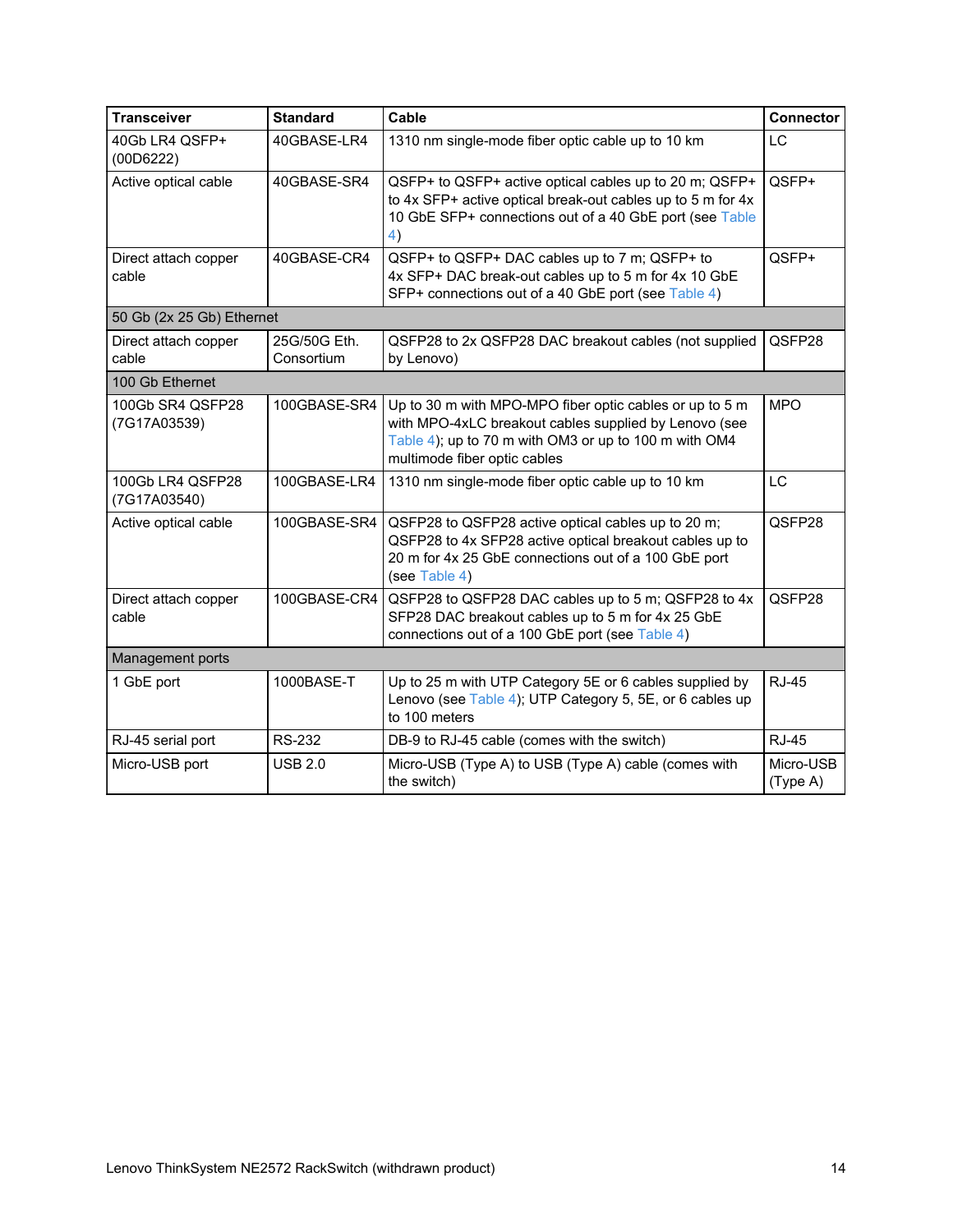| Transceiver | Standard | Cable | Connector |
|---|---|---|---|
| 40Gb LR4 QSFP+ (00D6222) | 40GBASE-LR4 | 1310 nm single-mode fiber optic cable up to 10 km | LC |
| Active optical cable | 40GBASE-SR4 | QSFP+ to QSFP+ active optical cables up to 20 m; QSFP+ to 4x SFP+ active optical break-out cables up to 5 m for 4x 10 GbE SFP+ connections out of a 40 GbE port (see Table 4) | QSFP+ |
| Direct attach copper cable | 40GBASE-CR4 | QSFP+ to QSFP+ DAC cables up to 7 m; QSFP+ to 4x SFP+ DAC break-out cables up to 5 m for 4x 10 GbE SFP+ connections out of a 40 GbE port (see Table 4) | QSFP+ |
| 50 Gb (2x 25 Gb) Ethernet | | | |
| Direct attach copper cable | 25G/50G Eth. Consortium | QSFP28 to 2x QSFP28 DAC breakout cables (not supplied by Lenovo) | QSFP28 |
| 100 Gb Ethernet | | | |
| 100Gb SR4 QSFP28 (7G17A03539) | 100GBASE-SR4 | Up to 30 m with MPO-MPO fiber optic cables or up to 5 m with MPO-4xLC breakout cables supplied by Lenovo (see Table 4); up to 70 m with OM3 or up to 100 m with OM4 multimode fiber optic cables | MPO |
| 100Gb LR4 QSFP28 (7G17A03540) | 100GBASE-LR4 | 1310 nm single-mode fiber optic cable up to 10 km | LC |
| Active optical cable | 100GBASE-SR4 | QSFP28 to QSFP28 active optical cables up to 20 m; QSFP28 to 4x SFP28 active optical breakout cables up to 20 m for 4x 25 GbE connections out of a 100 GbE port (see Table 4) | QSFP28 |
| Direct attach copper cable | 100GBASE-CR4 | QSFP28 to QSFP28 DAC cables up to 5 m; QSFP28 to 4x SFP28 DAC breakout cables up to 5 m for 4x 25 GbE connections out of a 100 GbE port (see Table 4) | QSFP28 |
| Management ports | | | |
| 1 GbE port | 1000BASE-T | Up to 25 m with UTP Category 5E or 6 cables supplied by Lenovo (see Table 4); UTP Category 5, 5E, or 6 cables up to 100 meters | RJ-45 |
| RJ-45 serial port | RS-232 | DB-9 to RJ-45 cable (comes with the switch) | RJ-45 |
| Micro-USB port | USB 2.0 | Micro-USB (Type A) to USB (Type A) cable (comes with the switch) | Micro-USB (Type A) |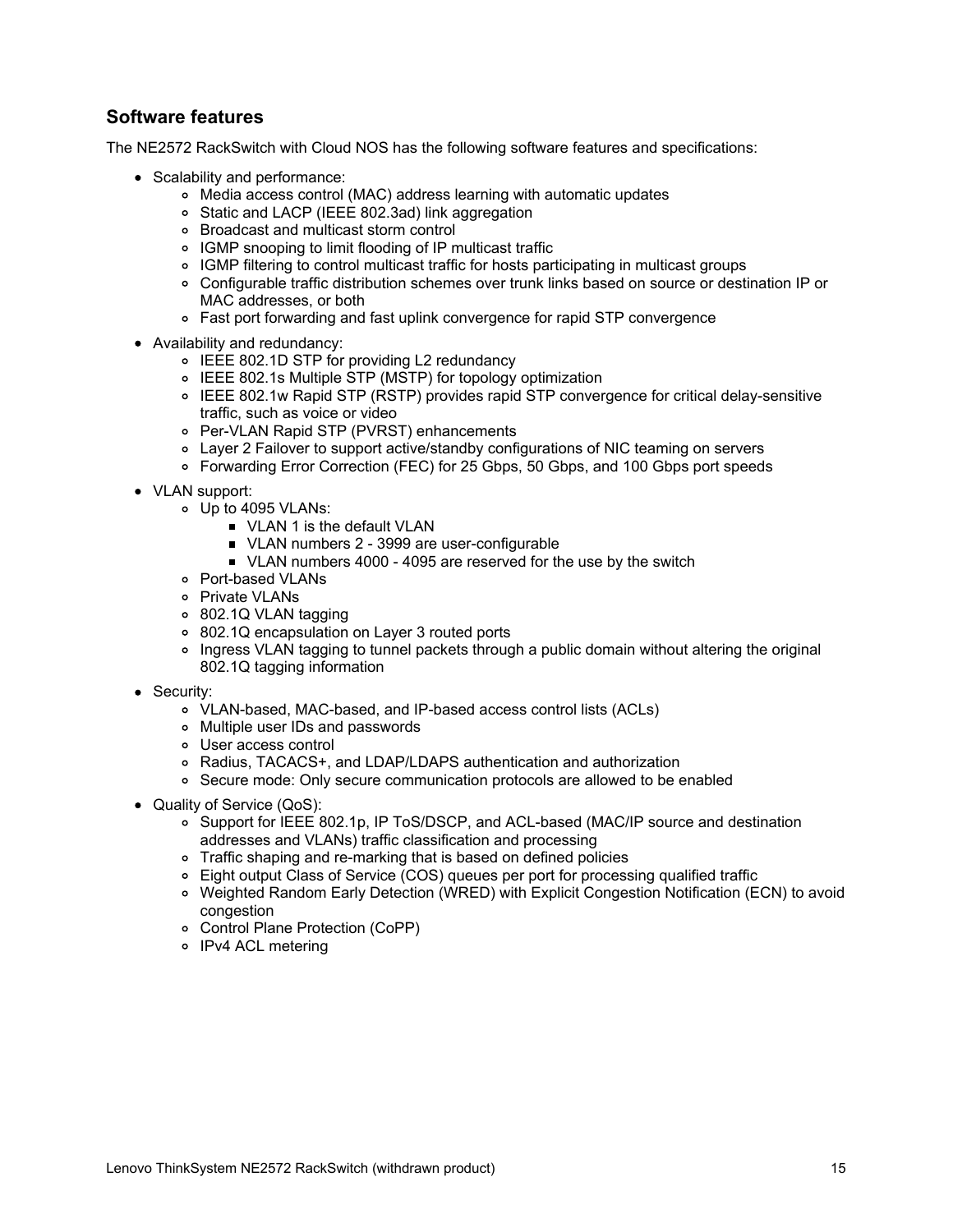## Software features

The NE2572 RackSwitch with Cloud NOS has the following software features and specifications:

- Scalability and performance:
    - Media access control (MAC) address learning with automatic updates
    - Static and LACP (IEEE 802.3ad) link aggregation
    - Broadcast and multicast storm control
    - IGMP snooping to limit flooding of IP multicast traffic
    - IGMP filtering to control multicast traffic for hosts participating in multicast groups
    - Configurable traffic distribution schemes over trunk links based on source or destination IP or MAC addresses, or both
    - Fast port forwarding and fast uplink convergence for rapid STP convergence
- Availability and redundancy:
    - IEEE 802.1D STP for providing L2 redundancy
    - IEEE 802.1s Multiple STP (MSTP) for topology optimization
    - IEEE 802.1w Rapid STP (RSTP) provides rapid STP convergence for critical delay-sensitive traffic, such as voice or video
    - Per-VLAN Rapid STP (PVRST) enhancements
    - Layer 2 Failover to support active/standby configurations of NIC teaming on servers
    - Forwarding Error Correction (FEC) for 25 Gbps, 50 Gbps, and 100 Gbps port speeds
- VLAN support:
    - Up to 4095 VLANs:
        - VLAN 1 is the default VLAN
        - VLAN numbers 2 - 3999 are user-configurable
        - VLAN numbers 4000 - 4095 are reserved for the use by the switch
    - Port-based VLANs
    - Private VLANs
    - 802.1Q VLAN tagging
    - 802.1Q encapsulation on Layer 3 routed ports
    - Ingress VLAN tagging to tunnel packets through a public domain without altering the original 802.1Q tagging information
- Security:
    - VLAN-based, MAC-based, and IP-based access control lists (ACLs)
    - Multiple user IDs and passwords
    - User access control
    - Radius, TACACS+, and LDAP/LDAPS authentication and authorization
    - Secure mode: Only secure communication protocols are allowed to be enabled
- Quality of Service (QoS):
    - Support for IEEE 802.1p, IP ToS/DSCP, and ACL-based (MAC/IP source and destination addresses and VLANs) traffic classification and processing
    - Traffic shaping and re-marking that is based on defined policies
    - Eight output Class of Service (COS) queues per port for processing qualified traffic
    - Weighted Random Early Detection (WRED) with Explicit Congestion Notification (ECN) to avoid congestion
    - Control Plane Protection (CoPP)
    - IPv4 ACL metering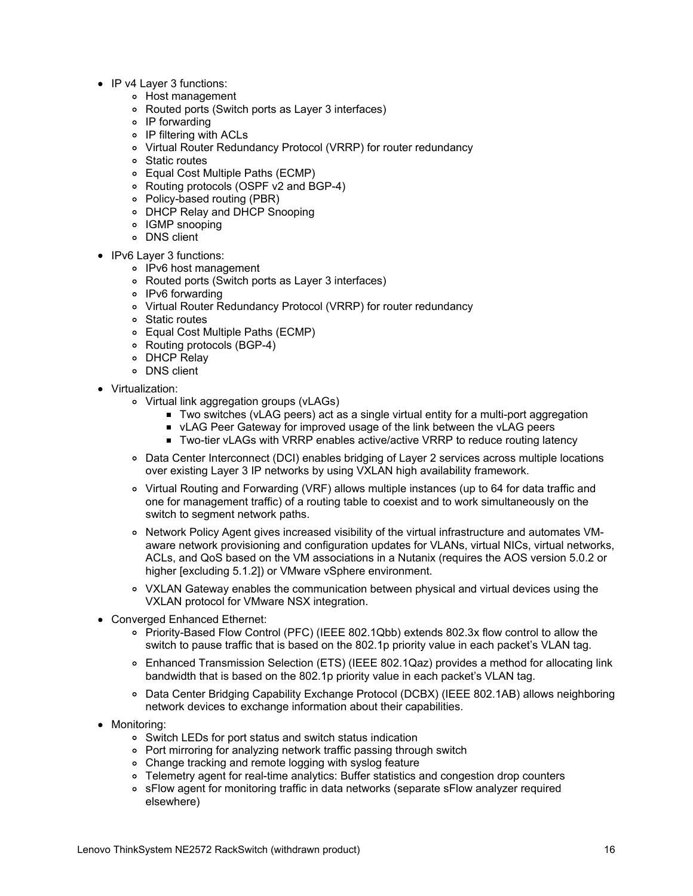- IP v4 Layer 3 functions:
  - Host management
  - Routed ports (Switch ports as Layer 3 interfaces)
  - IP forwarding
  - IP filtering with ACLs
  - Virtual Router Redundancy Protocol (VRRP) for router redundancy
  - Static routes
  - Equal Cost Multiple Paths (ECMP)
  - Routing protocols (OSPF v2 and BGP-4)
  - Policy-based routing (PBR)
  - DHCP Relay and DHCP Snooping
  - IGMP snooping
  - DNS client
- IPv6 Layer 3 functions:
  - IPv6 host management
  - Routed ports (Switch ports as Layer 3 interfaces)
  - IPv6 forwarding
  - Virtual Router Redundancy Protocol (VRRP) for router redundancy
  - Static routes
  - Equal Cost Multiple Paths (ECMP)
  - Routing protocols (BGP-4)
  - DHCP Relay
  - DNS client
- Virtualization:
  - Virtual link aggregation groups (vLAGs)
    - Two switches (vLAG peers) act as a single virtual entity for a multi-port aggregation
    - vLAG Peer Gateway for improved usage of the link between the vLAG peers
    - Two-tier vLAGs with VRRP enables active/active VRRP to reduce routing latency
  - Data Center Interconnect (DCI) enables bridging of Layer 2 services across multiple locations over existing Layer 3 IP networks by using VXLAN high availability framework.
  - Virtual Routing and Forwarding (VRF) allows multiple instances (up to 64 for data traffic and one for management traffic) of a routing table to coexist and to work simultaneously on the switch to segment network paths.
  - Network Policy Agent gives increased visibility of the virtual infrastructure and automates VM-aware network provisioning and configuration updates for VLANs, virtual NICs, virtual networks, ACLs, and QoS based on the VM associations in a Nutanix (requires the AOS version 5.0.2 or higher [excluding 5.1.2]) or VMware vSphere environment.
  - VXLAN Gateway enables the communication between physical and virtual devices using the VXLAN protocol for VMware NSX integration.
- Converged Enhanced Ethernet:
  - Priority-Based Flow Control (PFC) (IEEE 802.1Qbb) extends 802.3x flow control to allow the switch to pause traffic that is based on the 802.1p priority value in each packet's VLAN tag.
  - Enhanced Transmission Selection (ETS) (IEEE 802.1Qaz) provides a method for allocating link bandwidth that is based on the 802.1p priority value in each packet's VLAN tag.
  - Data Center Bridging Capability Exchange Protocol (DCBX) (IEEE 802.1AB) allows neighboring network devices to exchange information about their capabilities.
- Monitoring:
  - Switch LEDs for port status and switch status indication
  - Port mirroring for analyzing network traffic passing through switch
  - Change tracking and remote logging with syslog feature
  - Telemetry agent for real-time analytics: Buffer statistics and congestion drop counters
  - sFlow agent for monitoring traffic in data networks (separate sFlow analyzer required elsewhere)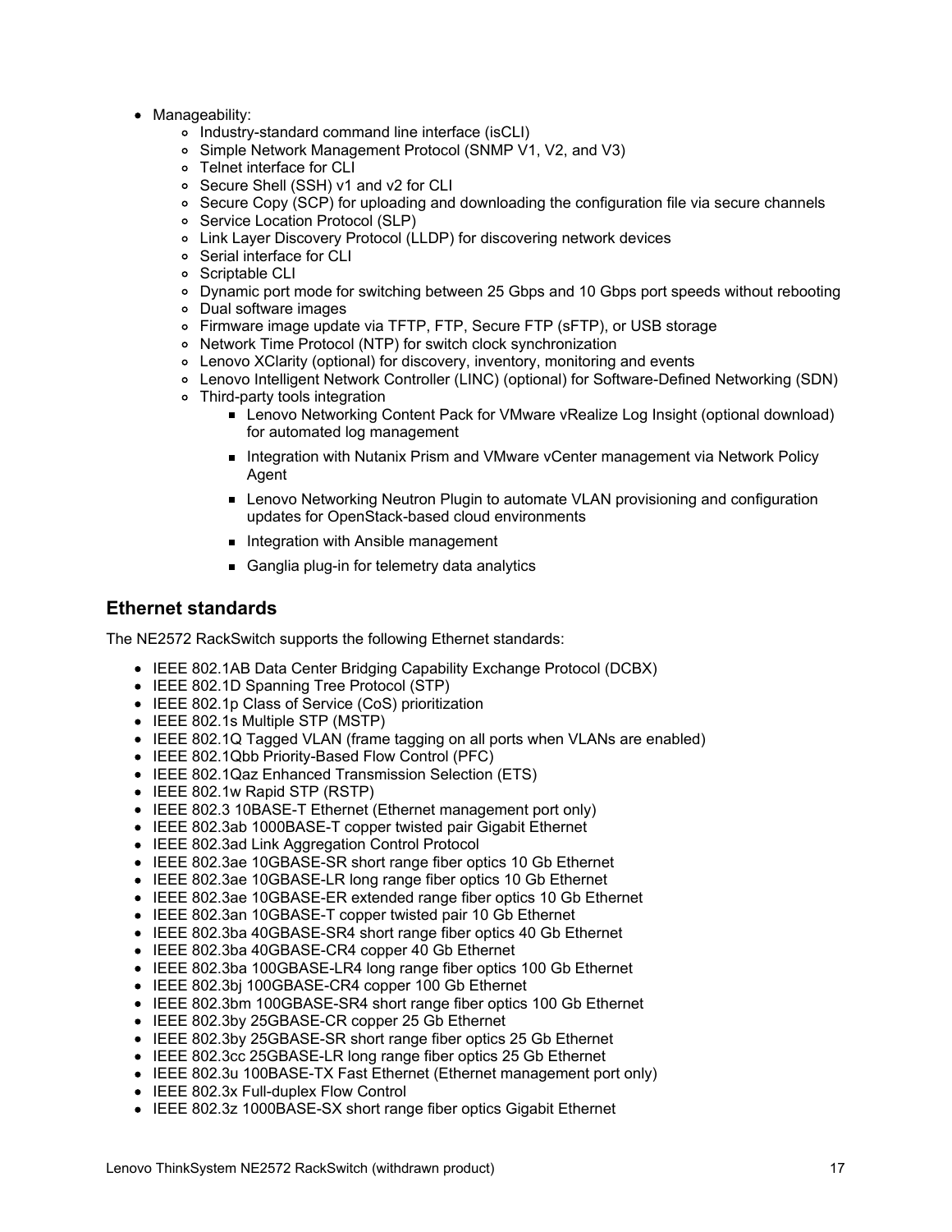- Manageability:
  - Industry-standard command line interface (isCLI)
  - Simple Network Management Protocol (SNMP V1, V2, and V3)
  - Telnet interface for CLI
  - Secure Shell (SSH) v1 and v2 for CLI
  - Secure Copy (SCP) for uploading and downloading the configuration file via secure channels
  - Service Location Protocol (SLP)
  - Link Layer Discovery Protocol (LLDP) for discovering network devices
  - Serial interface for CLI
  - Scriptable CLI
  - Dynamic port mode for switching between 25 Gbps and 10 Gbps port speeds without rebooting
  - Dual software images
  - Firmware image update via TFTP, FTP, Secure FTP (sFTP), or USB storage
  - Network Time Protocol (NTP) for switch clock synchronization
  - Lenovo XClarity (optional) for discovery, inventory, monitoring and events
  - Lenovo Intelligent Network Controller (LINC) (optional) for Software-Defined Networking (SDN)
  - Third-party tools integration
    - Lenovo Networking Content Pack for VMware vRealize Log Insight (optional download) for automated log management
    - Integration with Nutanix Prism and VMware vCenter management via Network Policy Agent
    - Lenovo Networking Neutron Plugin to automate VLAN provisioning and configuration updates for OpenStack-based cloud environments
    - Integration with Ansible management
    - Ganglia plug-in for telemetry data analytics

## Ethernet standards

The NE2572 RackSwitch supports the following Ethernet standards:

- IEEE 802.1AB Data Center Bridging Capability Exchange Protocol (DCBX)
- IEEE 802.1D Spanning Tree Protocol (STP)
- IEEE 802.1p Class of Service (CoS) prioritization
- IEEE 802.1s Multiple STP (MSTP)
- IEEE 802.1Q Tagged VLAN (frame tagging on all ports when VLANs are enabled)
- IEEE 802.1Qbb Priority-Based Flow Control (PFC)
- IEEE 802.1Qaz Enhanced Transmission Selection (ETS)
- IEEE 802.1w Rapid STP (RSTP)
- IEEE 802.3 10BASE-T Ethernet (Ethernet management port only)
- IEEE 802.3ab 1000BASE-T copper twisted pair Gigabit Ethernet
- IEEE 802.3ad Link Aggregation Control Protocol
- IEEE 802.3ae 10GBASE-SR short range fiber optics 10 Gb Ethernet
- IEEE 802.3ae 10GBASE-LR long range fiber optics 10 Gb Ethernet
- IEEE 802.3ae 10GBASE-ER extended range fiber optics 10 Gb Ethernet
- IEEE 802.3an 10GBASE-T copper twisted pair 10 Gb Ethernet
- IEEE 802.3ba 40GBASE-SR4 short range fiber optics 40 Gb Ethernet
- IEEE 802.3ba 40GBASE-CR4 copper 40 Gb Ethernet
- IEEE 802.3ba 100GBASE-LR4 long range fiber optics 100 Gb Ethernet
- IEEE 802.3bj 100GBASE-CR4 copper 100 Gb Ethernet
- IEEE 802.3bm 100GBASE-SR4 short range fiber optics 100 Gb Ethernet
- IEEE 802.3by 25GBASE-CR copper 25 Gb Ethernet
- IEEE 802.3by 25GBASE-SR short range fiber optics 25 Gb Ethernet
- IEEE 802.3cc 25GBASE-LR long range fiber optics 25 Gb Ethernet
- IEEE 802.3u 100BASE-TX Fast Ethernet (Ethernet management port only)
- IEEE 802.3x Full-duplex Flow Control
- IEEE 802.3z 1000BASE-SX short range fiber optics Gigabit Ethernet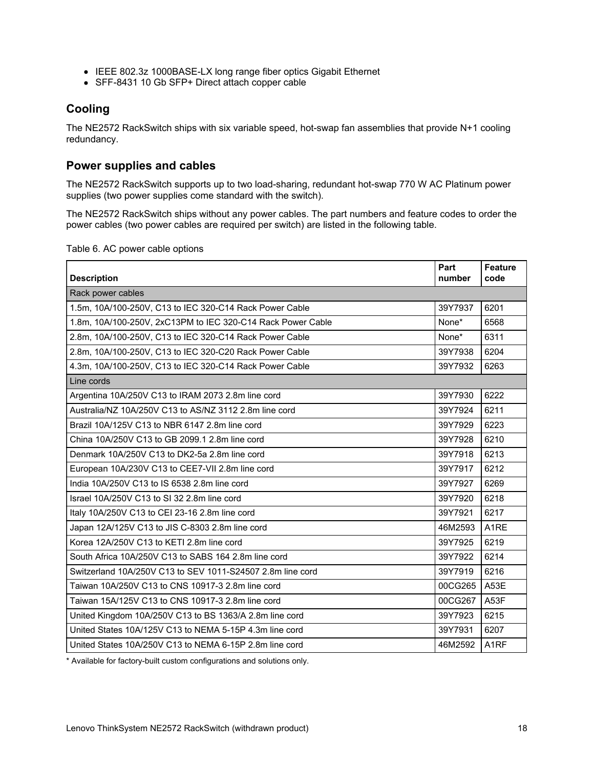- IEEE 802.3z 1000BASE-LX long range fiber optics Gigabit Ethernet
- SFF-8431 10 Gb SFP+ Direct attach copper cable

## Cooling

The NE2572 RackSwitch ships with six variable speed, hot-swap fan assemblies that provide N+1 cooling redundancy.

## Power supplies and cables

The NE2572 RackSwitch supports up to two load-sharing, redundant hot-swap 770 W AC Platinum power supplies (two power supplies come standard with the switch).

The NE2572 RackSwitch ships without any power cables. The part numbers and feature codes to order the power cables (two power cables are required per switch) are listed in the following table.

Table 6. AC power cable options

| Description | Part number | Feature code |
|---|---|---|
| Rack power cables | | |
| 1.5m, 10A/100-250V, C13 to IEC 320-C14 Rack Power Cable | 39Y7937 | 6201 |
| 1.8m, 10A/100-250V, 2xC13PM to IEC 320-C14 Rack Power Cable | None* | 6568 |
| 2.8m, 10A/100-250V, C13 to IEC 320-C14 Rack Power Cable | None* | 6311 |
| 2.8m, 10A/100-250V, C13 to IEC 320-C20 Rack Power Cable | 39Y7938 | 6204 |
| 4.3m, 10A/100-250V, C13 to IEC 320-C14 Rack Power Cable | 39Y7932 | 6263 |
| Line cords | | |
| Argentina 10A/250V C13 to IRAM 2073 2.8m line cord | 39Y7930 | 6222 |
| Australia/NZ 10A/250V C13 to AS/NZ 3112 2.8m line cord | 39Y7924 | 6211 |
| Brazil 10A/125V C13 to NBR 6147 2.8m line cord | 39Y7929 | 6223 |
| China 10A/250V C13 to GB 2099.1 2.8m line cord | 39Y7928 | 6210 |
| Denmark 10A/250V C13 to DK2-5a 2.8m line cord | 39Y7918 | 6213 |
| European 10A/230V C13 to CEE7-VII 2.8m line cord | 39Y7917 | 6212 |
| India 10A/250V C13 to IS 6538 2.8m line cord | 39Y7927 | 6269 |
| Israel 10A/250V C13 to SI 32 2.8m line cord | 39Y7920 | 6218 |
| Italy 10A/250V C13 to CEI 23-16 2.8m line cord | 39Y7921 | 6217 |
| Japan 12A/125V C13 to JIS C-8303 2.8m line cord | 46M2593 | A1RE |
| Korea 12A/250V C13 to KETI 2.8m line cord | 39Y7925 | 6219 |
| South Africa 10A/250V C13 to SABS 164 2.8m line cord | 39Y7922 | 6214 |
| Switzerland 10A/250V C13 to SEV 1011-S24507 2.8m line cord | 39Y7919 | 6216 |
| Taiwan 10A/250V C13 to CNS 10917-3 2.8m line cord | 00CG265 | A53E |
| Taiwan 15A/125V C13 to CNS 10917-3 2.8m line cord | 00CG267 | A53F |
| United Kingdom 10A/250V C13 to BS 1363/A 2.8m line cord | 39Y7923 | 6215 |
| United States 10A/125V C13 to NEMA 5-15P 4.3m line cord | 39Y7931 | 6207 |
| United States 10A/250V C13 to NEMA 6-15P 2.8m line cord | 46M2592 | A1RF |

* Available for factory-built custom configurations and solutions only.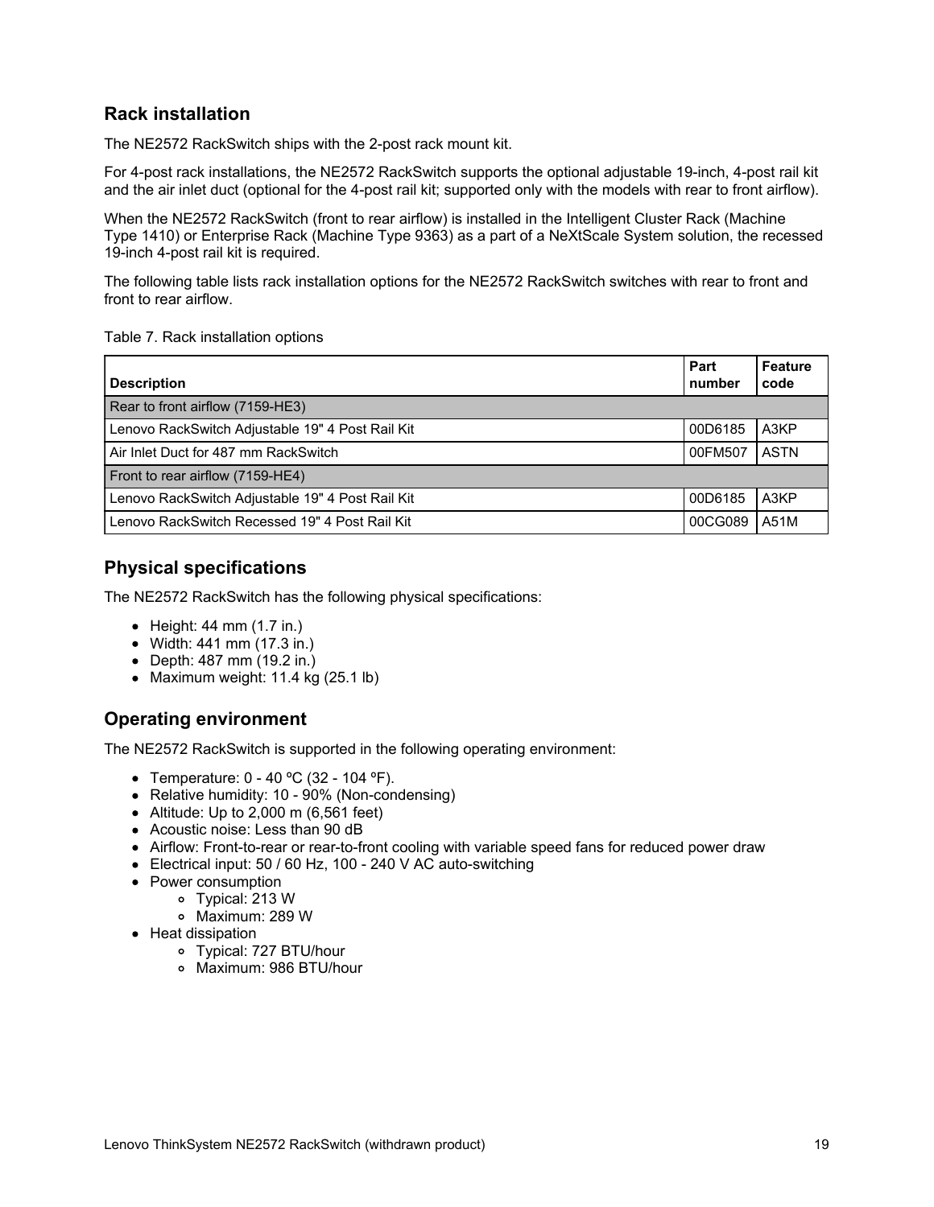## Rack installation

The NE2572 RackSwitch ships with the 2-post rack mount kit.

For 4-post rack installations, the NE2572 RackSwitch supports the optional adjustable 19-inch, 4-post rail kit and the air inlet duct (optional for the 4-post rail kit; supported only with the models with rear to front airflow).

When the NE2572 RackSwitch (front to rear airflow) is installed in the Intelligent Cluster Rack (Machine Type 1410) or Enterprise Rack (Machine Type 9363) as a part of a NeXtScale System solution, the recessed 19-inch 4-post rail kit is required.

The following table lists rack installation options for the NE2572 RackSwitch switches with rear to front and front to rear airflow.

Table 7. Rack installation options

| Description | Part number | Feature code |
|---|---|---|
| Rear to front airflow (7159-HE3) | | |
| Lenovo RackSwitch Adjustable 19" 4 Post Rail Kit | 00D6185 | A3KP |
| Air Inlet Duct for 487 mm RackSwitch | 00FM507 | ASTN |
| Front to rear airflow (7159-HE4) | | |
| Lenovo RackSwitch Adjustable 19" 4 Post Rail Kit | 00D6185 | A3KP |
| Lenovo RackSwitch Recessed 19" 4 Post Rail Kit | 00CG089 | A51M |

## Physical specifications

The NE2572 RackSwitch has the following physical specifications:

- Height: 44 mm (1.7 in.)
- Width: 441 mm (17.3 in.)
- Depth: 487 mm (19.2 in.)
- Maximum weight: 11.4 kg (25.1 lb)

## Operating environment

The NE2572 RackSwitch is supported in the following operating environment:

- Temperature: 0 - 40 ºC (32 - 104 ºF).
- Relative humidity: 10 - 90% (Non-condensing)
- Altitude: Up to 2,000 m (6,561 feet)
- Acoustic noise: Less than 90 dB
- Airflow: Front-to-rear or rear-to-front cooling with variable speed fans for reduced power draw
- Electrical input: 50 / 60 Hz, 100 - 240 V AC auto-switching
- Power consumption
  - Typical: 213 W
  - Maximum: 289 W
- Heat dissipation
  - Typical: 727 BTU/hour
  - Maximum: 986 BTU/hour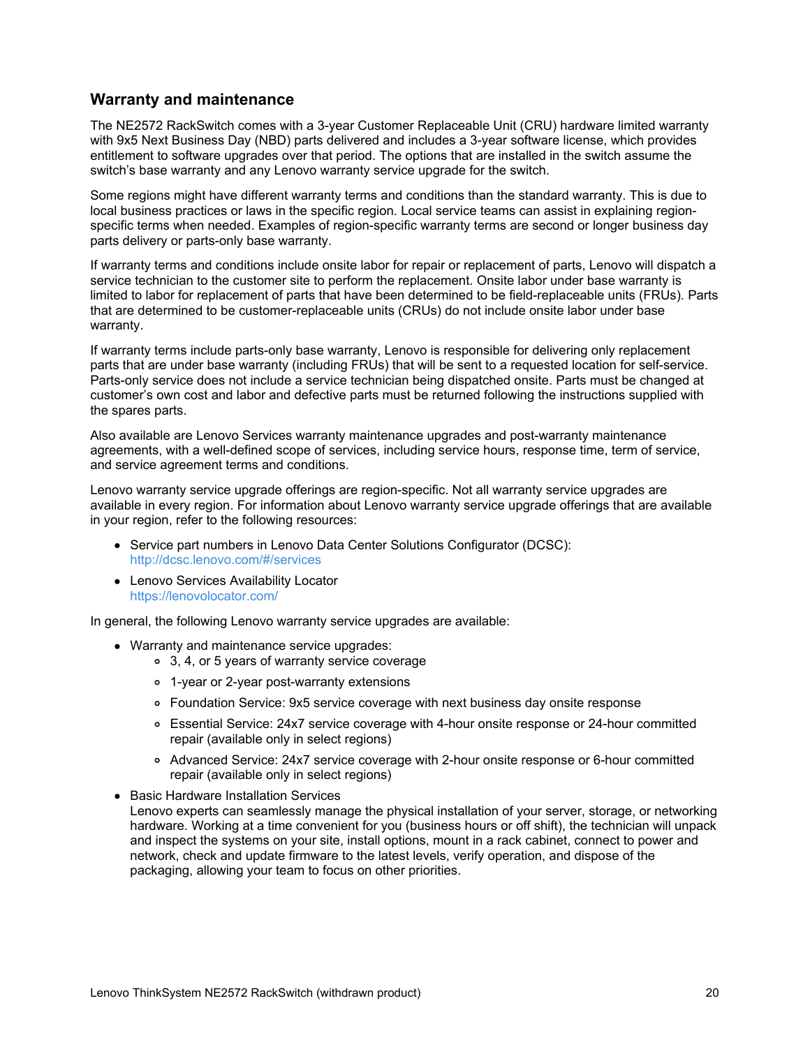## Warranty and maintenance

The NE2572 RackSwitch comes with a 3-year Customer Replaceable Unit (CRU) hardware limited warranty with 9x5 Next Business Day (NBD) parts delivered and includes a 3-year software license, which provides entitlement to software upgrades over that period. The options that are installed in the switch assume the switch's base warranty and any Lenovo warranty service upgrade for the switch.

Some regions might have different warranty terms and conditions than the standard warranty. This is due to local business practices or laws in the specific region. Local service teams can assist in explaining region-specific terms when needed. Examples of region-specific warranty terms are second or longer business day parts delivery or parts-only base warranty.

If warranty terms and conditions include onsite labor for repair or replacement of parts, Lenovo will dispatch a service technician to the customer site to perform the replacement. Onsite labor under base warranty is limited to labor for replacement of parts that have been determined to be field-replaceable units (FRUs). Parts that are determined to be customer-replaceable units (CRUs) do not include onsite labor under base warranty.

If warranty terms include parts-only base warranty, Lenovo is responsible for delivering only replacement parts that are under base warranty (including FRUs) that will be sent to a requested location for self-service. Parts-only service does not include a service technician being dispatched onsite. Parts must be changed at customer's own cost and labor and defective parts must be returned following the instructions supplied with the spares parts.

Also available are Lenovo Services warranty maintenance upgrades and post-warranty maintenance agreements, with a well-defined scope of services, including service hours, response time, term of service, and service agreement terms and conditions.

Lenovo warranty service upgrade offerings are region-specific. Not all warranty service upgrades are available in every region. For information about Lenovo warranty service upgrade offerings that are available in your region, refer to the following resources:

- Service part numbers in Lenovo Data Center Solutions Configurator (DCSC):
  http://dcsc.lenovo.com/#/services
- Lenovo Services Availability Locator
  https://lenovolocator.com/

In general, the following Lenovo warranty service upgrades are available:

- Warranty and maintenance service upgrades:
  - 3, 4, or 5 years of warranty service coverage
  - 1-year or 2-year post-warranty extensions
  - Foundation Service: 9x5 service coverage with next business day onsite response
  - Essential Service: 24x7 service coverage with 4-hour onsite response or 24-hour committed repair (available only in select regions)
  - Advanced Service: 24x7 service coverage with 2-hour onsite response or 6-hour committed repair (available only in select regions)
- Basic Hardware Installation Services
  Lenovo experts can seamlessly manage the physical installation of your server, storage, or networking hardware. Working at a time convenient for you (business hours or off shift), the technician will unpack and inspect the systems on your site, install options, mount in a rack cabinet, connect to power and network, check and update firmware to the latest levels, verify operation, and dispose of the packaging, allowing your team to focus on other priorities.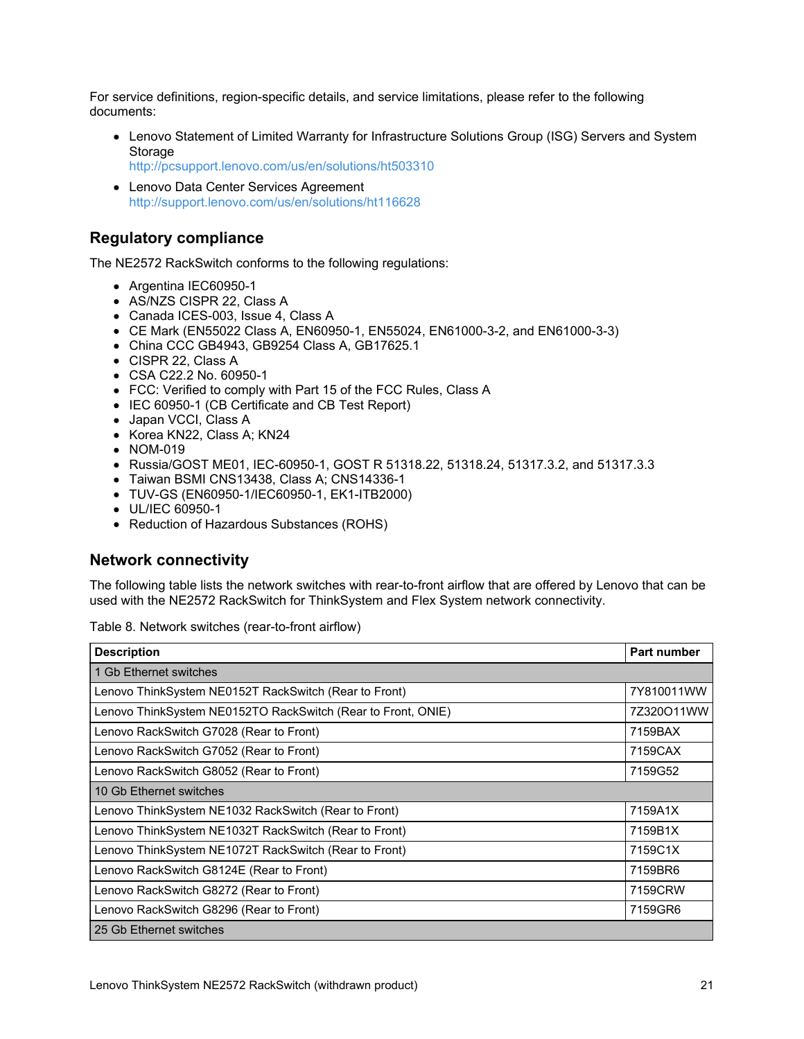For service definitions, region-specific details, and service limitations, please refer to the following documents:

- Lenovo Statement of Limited Warranty for Infrastructure Solutions Group (ISG) Servers and System Storage
  http://pcsupport.lenovo.com/us/en/solutions/ht503310
- Lenovo Data Center Services Agreement
  http://support.lenovo.com/us/en/solutions/ht116628

## Regulatory compliance

The NE2572 RackSwitch conforms to the following regulations:

- Argentina IEC60950-1
- AS/NZS CISPR 22, Class A
- Canada ICES-003, Issue 4, Class A
- CE Mark (EN55022 Class A, EN60950-1, EN55024, EN61000-3-2, and EN61000-3-3)
- China CCC GB4943, GB9254 Class A, GB17625.1
- CISPR 22, Class A
- CSA C22.2 No. 60950-1
- FCC: Verified to comply with Part 15 of the FCC Rules, Class A
- IEC 60950-1 (CB Certificate and CB Test Report)
- Japan VCCI, Class A
- Korea KN22, Class A; KN24
- NOM-019
- Russia/GOST ME01, IEC-60950-1, GOST R 51318.22, 51318.24, 51317.3.2, and 51317.3.3
- Taiwan BSMI CNS13438, Class A; CNS14336-1
- TUV-GS (EN60950-1/IEC60950-1, EK1-ITB2000)
- UL/IEC 60950-1
- Reduction of Hazardous Substances (ROHS)

## Network connectivity

The following table lists the network switches with rear-to-front airflow that are offered by Lenovo that can be used with the NE2572 RackSwitch for ThinkSystem and Flex System network connectivity.

Table 8. Network switches (rear-to-front airflow)

| Description | Part number |
|---|---|
| 1 Gb Ethernet switches | |
| Lenovo ThinkSystem NE0152T RackSwitch (Rear to Front) | 7Y810011WW |
| Lenovo ThinkSystem NE0152TO RackSwitch (Rear to Front, ONIE) | 7Z320O11WW |
| Lenovo RackSwitch G7028 (Rear to Front) | 7159BAX |
| Lenovo RackSwitch G7052 (Rear to Front) | 7159CAX |
| Lenovo RackSwitch G8052 (Rear to Front) | 7159G52 |
| 10 Gb Ethernet switches | |
| Lenovo ThinkSystem NE1032 RackSwitch (Rear to Front) | 7159A1X |
| Lenovo ThinkSystem NE1032T RackSwitch (Rear to Front) | 7159B1X |
| Lenovo ThinkSystem NE1072T RackSwitch (Rear to Front) | 7159C1X |
| Lenovo RackSwitch G8124E (Rear to Front) | 7159BR6 |
| Lenovo RackSwitch G8272 (Rear to Front) | 7159CRW |
| Lenovo RackSwitch G8296 (Rear to Front) | 7159GR6 |
| 25 Gb Ethernet switches | |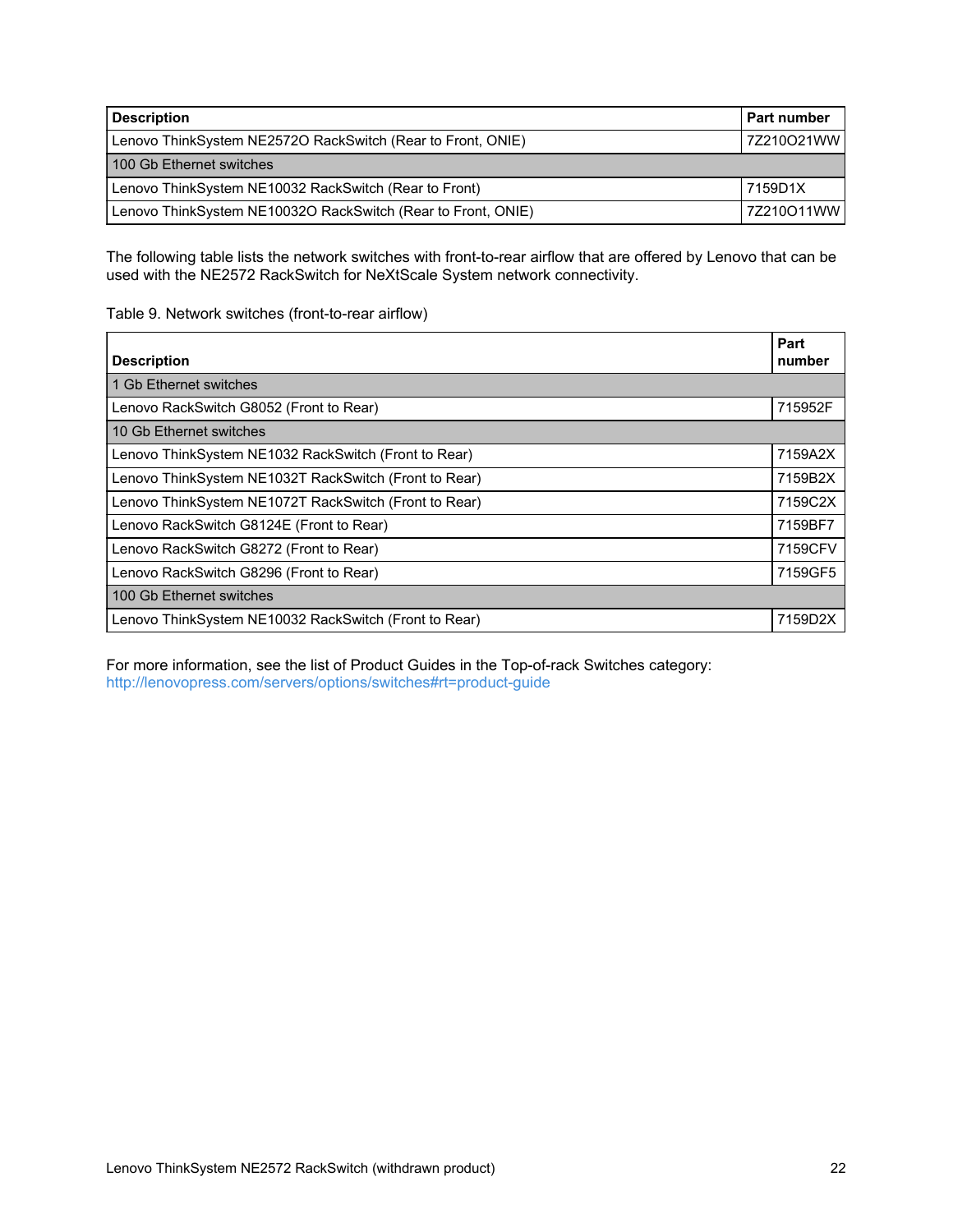| Description | Part number |
|---|---|
| Lenovo ThinkSystem NE2572O RackSwitch (Rear to Front, ONIE) | 7Z210O21WW |
| 100 Gb Ethernet switches | |
| Lenovo ThinkSystem NE10032 RackSwitch (Rear to Front) | 7159D1X |
| Lenovo ThinkSystem NE10032O RackSwitch (Rear to Front, ONIE) | 7Z210O11WW |

The following table lists the network switches with front-to-rear airflow that are offered by Lenovo that can be used with the NE2572 RackSwitch for NeXtScale System network connectivity.

Table 9. Network switches (front-to-rear airflow)

| Description | Part number |
|---|---|
| 1 Gb Ethernet switches | |
| Lenovo RackSwitch G8052 (Front to Rear) | 715952F |
| 10 Gb Ethernet switches | |
| Lenovo ThinkSystem NE1032 RackSwitch (Front to Rear) | 7159A2X |
| Lenovo ThinkSystem NE1032T RackSwitch (Front to Rear) | 7159B2X |
| Lenovo ThinkSystem NE1072T RackSwitch (Front to Rear) | 7159C2X |
| Lenovo RackSwitch G8124E (Front to Rear) | 7159BF7 |
| Lenovo RackSwitch G8272 (Front to Rear) | 7159CFV |
| Lenovo RackSwitch G8296 (Front to Rear) | 7159GF5 |
| 100 Gb Ethernet switches | |
| Lenovo ThinkSystem NE10032 RackSwitch (Front to Rear) | 7159D2X |

For more information, see the list of Product Guides in the Top-of-rack Switches category:
http://lenovopress.com/servers/options/switches#rt=product-guide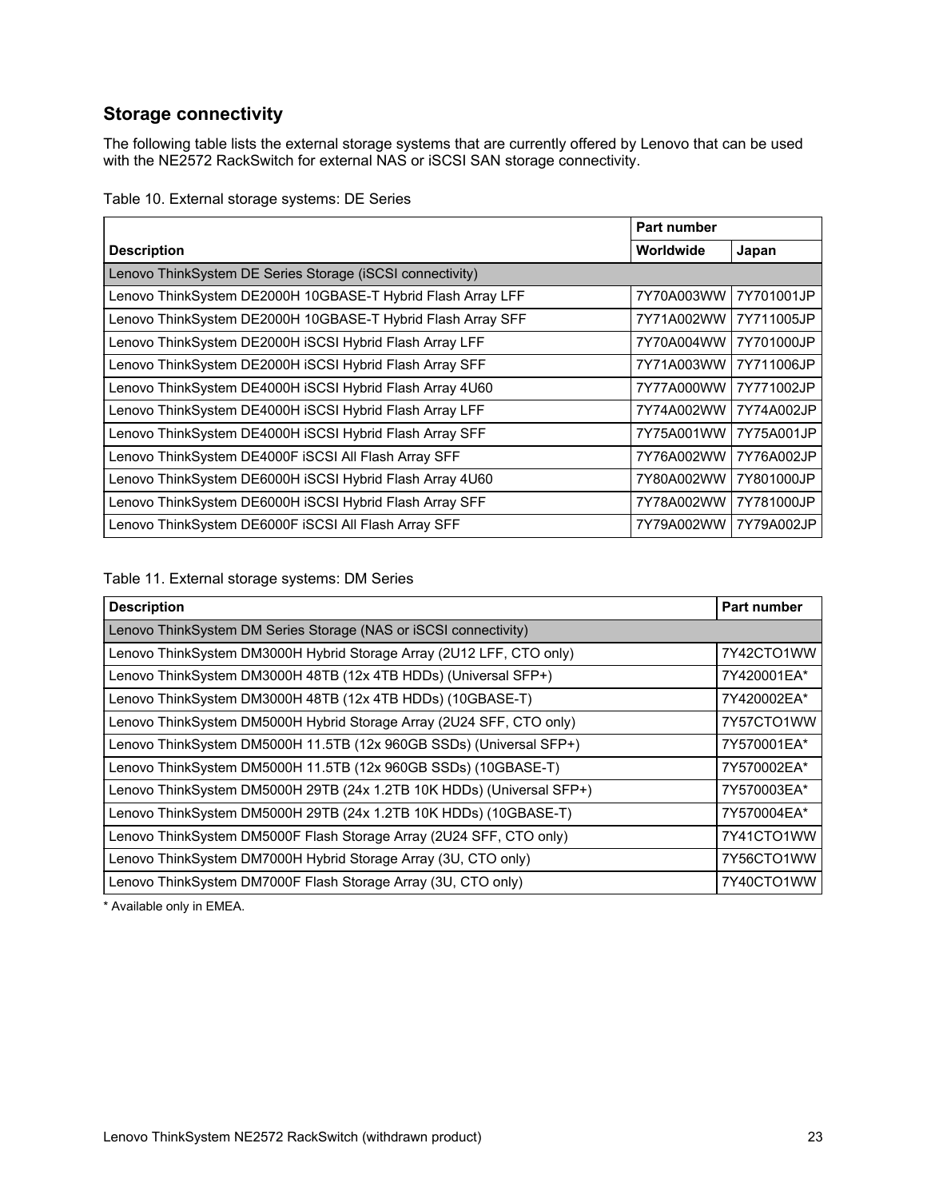## Storage connectivity

The following table lists the external storage systems that are currently offered by Lenovo that can be used with the NE2572 RackSwitch for external NAS or iSCSI SAN storage connectivity.

Table 10. External storage systems: DE Series

| Description | Part number | |
|---|---|---|
| | Worldwide | Japan |
| Lenovo ThinkSystem DE Series Storage (iSCSI connectivity) | | |
| Lenovo ThinkSystem DE2000H 10GBASE-T Hybrid Flash Array LFF | 7Y70A003WW | 7Y701001JP |
| Lenovo ThinkSystem DE2000H 10GBASE-T Hybrid Flash Array SFF | 7Y71A002WW | 7Y711005JP |
| Lenovo ThinkSystem DE2000H iSCSI Hybrid Flash Array LFF | 7Y70A004WW | 7Y701000JP |
| Lenovo ThinkSystem DE2000H iSCSI Hybrid Flash Array SFF | 7Y71A003WW | 7Y711006JP |
| Lenovo ThinkSystem DE4000H iSCSI Hybrid Flash Array 4U60 | 7Y77A000WW | 7Y771002JP |
| Lenovo ThinkSystem DE4000H iSCSI Hybrid Flash Array LFF | 7Y74A002WW | 7Y74A002JP |
| Lenovo ThinkSystem DE4000H iSCSI Hybrid Flash Array SFF | 7Y75A001WW | 7Y75A001JP |
| Lenovo ThinkSystem DE4000F iSCSI All Flash Array SFF | 7Y76A002WW | 7Y76A002JP |
| Lenovo ThinkSystem DE6000H iSCSI Hybrid Flash Array 4U60 | 7Y80A002WW | 7Y801000JP |
| Lenovo ThinkSystem DE6000H iSCSI Hybrid Flash Array SFF | 7Y78A002WW | 7Y781000JP |
| Lenovo ThinkSystem DE6000F iSCSI All Flash Array SFF | 7Y79A002WW | 7Y79A002JP |

Table 11. External storage systems: DM Series

| Description | Part number |
|---|---|
| Lenovo ThinkSystem DM Series Storage (NAS or iSCSI connectivity) | |
| Lenovo ThinkSystem DM3000H Hybrid Storage Array (2U12 LFF, CTO only) | 7Y42CTO1WW |
| Lenovo ThinkSystem DM3000H 48TB (12x 4TB HDDs) (Universal SFP+) | 7Y420001EA* |
| Lenovo ThinkSystem DM3000H 48TB (12x 4TB HDDs) (10GBASE-T) | 7Y420002EA* |
| Lenovo ThinkSystem DM5000H Hybrid Storage Array (2U24 SFF, CTO only) | 7Y57CTO1WW |
| Lenovo ThinkSystem DM5000H 11.5TB (12x 960GB SSDs) (Universal SFP+) | 7Y570001EA* |
| Lenovo ThinkSystem DM5000H 11.5TB (12x 960GB SSDs) (10GBASE-T) | 7Y570002EA* |
| Lenovo ThinkSystem DM5000H 29TB (24x 1.2TB 10K HDDs) (Universal SFP+) | 7Y570003EA* |
| Lenovo ThinkSystem DM5000H 29TB (24x 1.2TB 10K HDDs) (10GBASE-T) | 7Y570004EA* |
| Lenovo ThinkSystem DM5000F Flash Storage Array (2U24 SFF, CTO only) | 7Y41CTO1WW |
| Lenovo ThinkSystem DM7000H Hybrid Storage Array (3U, CTO only) | 7Y56CTO1WW |
| Lenovo ThinkSystem DM7000F Flash Storage Array (3U, CTO only) | 7Y40CTO1WW |

* Available only in EMEA.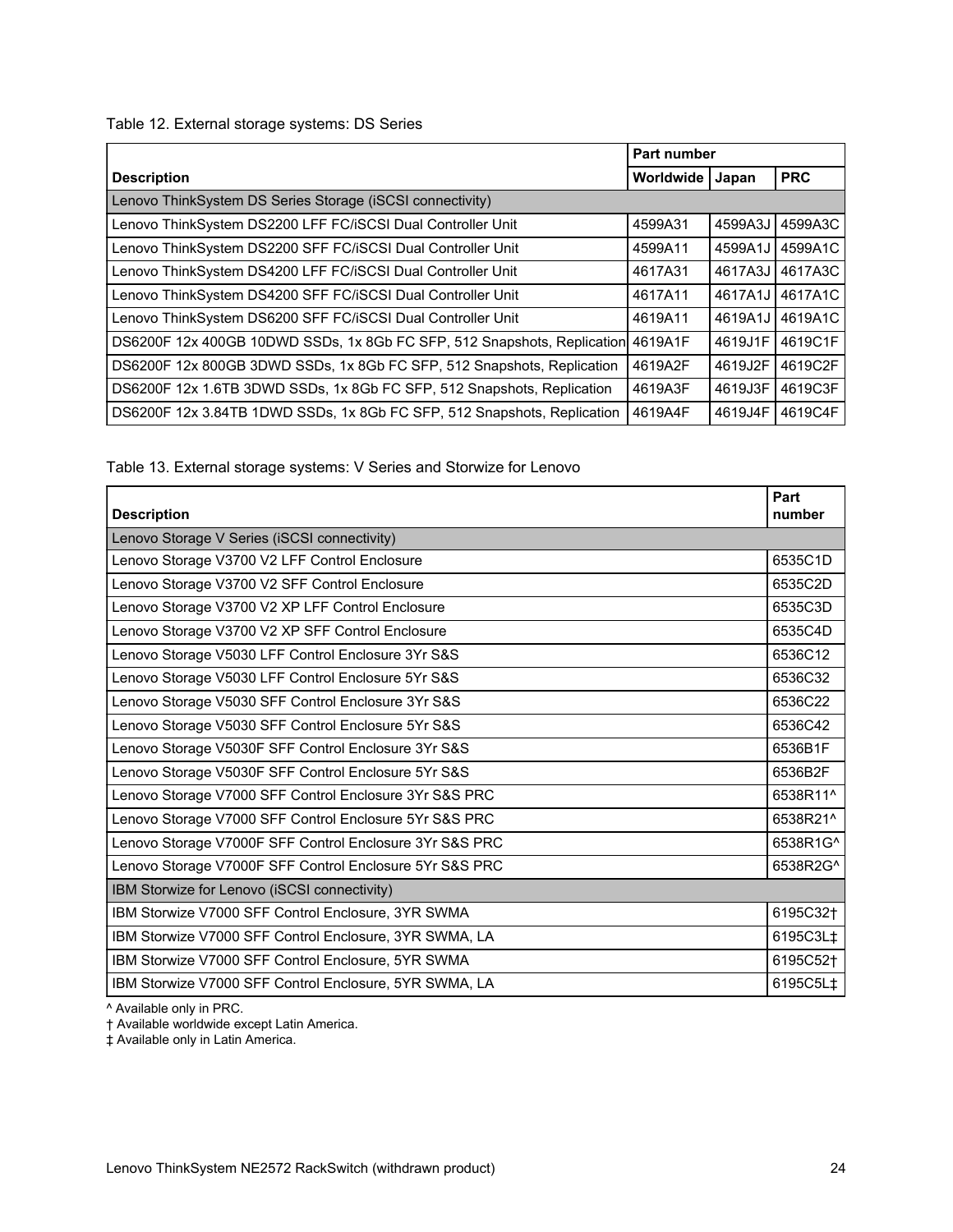Table 12. External storage systems: DS Series

| Description | Part number | | |
|---|---|---|---|
| | Worldwide | Japan | PRC |
| Lenovo ThinkSystem DS Series Storage (iSCSI connectivity) | | | |
| Lenovo ThinkSystem DS2200 LFF FC/iSCSI Dual Controller Unit | 4599A31 | 4599A3J | 4599A3C |
| Lenovo ThinkSystem DS2200 SFF FC/iSCSI Dual Controller Unit | 4599A11 | 4599A1J | 4599A1C |
| Lenovo ThinkSystem DS4200 LFF FC/iSCSI Dual Controller Unit | 4617A31 | 4617A3J | 4617A3C |
| Lenovo ThinkSystem DS4200 SFF FC/iSCSI Dual Controller Unit | 4617A11 | 4617A1J | 4617A1C |
| Lenovo ThinkSystem DS6200 SFF FC/iSCSI Dual Controller Unit | 4619A11 | 4619A1J | 4619A1C |
| DS6200F 12x 400GB 10DWD SSDs, 1x 8Gb FC SFP, 512 Snapshots, Replication | 4619A1F | 4619J1F | 4619C1F |
| DS6200F 12x 800GB 3DWD SSDs, 1x 8Gb FC SFP, 512 Snapshots, Replication | 4619A2F | 4619J2F | 4619C2F |
| DS6200F 12x 1.6TB 3DWD SSDs, 1x 8Gb FC SFP, 512 Snapshots, Replication | 4619A3F | 4619J3F | 4619C3F |
| DS6200F 12x 3.84TB 1DWD SSDs, 1x 8Gb FC SFP, 512 Snapshots, Replication | 4619A4F | 4619J4F | 4619C4F |

Table 13. External storage systems: V Series and Storwize for Lenovo

| Description | Part number |
|---|---|
| Lenovo Storage V Series (iSCSI connectivity) | |
| Lenovo Storage V3700 V2 LFF Control Enclosure | 6535C1D |
| Lenovo Storage V3700 V2 SFF Control Enclosure | 6535C2D |
| Lenovo Storage V3700 V2 XP LFF Control Enclosure | 6535C3D |
| Lenovo Storage V3700 V2 XP SFF Control Enclosure | 6535C4D |
| Lenovo Storage V5030 LFF Control Enclosure 3Yr S&S | 6536C12 |
| Lenovo Storage V5030 LFF Control Enclosure 5Yr S&S | 6536C32 |
| Lenovo Storage V5030 SFF Control Enclosure 3Yr S&S | 6536C22 |
| Lenovo Storage V5030 SFF Control Enclosure 5Yr S&S | 6536C42 |
| Lenovo Storage V5030F SFF Control Enclosure 3Yr S&S | 6536B1F |
| Lenovo Storage V5030F SFF Control Enclosure 5Yr S&S | 6536B2F |
| Lenovo Storage V7000 SFF Control Enclosure 3Yr S&S PRC | 6538R11^ |
| Lenovo Storage V7000 SFF Control Enclosure 5Yr S&S PRC | 6538R21^ |
| Lenovo Storage V7000F SFF Control Enclosure 3Yr S&S PRC | 6538R1G^ |
| Lenovo Storage V7000F SFF Control Enclosure 5Yr S&S PRC | 6538R2G^ |
| IBM Storwize for Lenovo (iSCSI connectivity) | |
| IBM Storwize V7000 SFF Control Enclosure, 3YR SWMA | 6195C32† |
| IBM Storwize V7000 SFF Control Enclosure, 3YR SWMA, LA | 6195C3L‡ |
| IBM Storwize V7000 SFF Control Enclosure, 5YR SWMA | 6195C52† |
| IBM Storwize V7000 SFF Control Enclosure, 5YR SWMA, LA | 6195C5L‡ |

^ Available only in PRC.
† Available worldwide except Latin America.
‡ Available only in Latin America.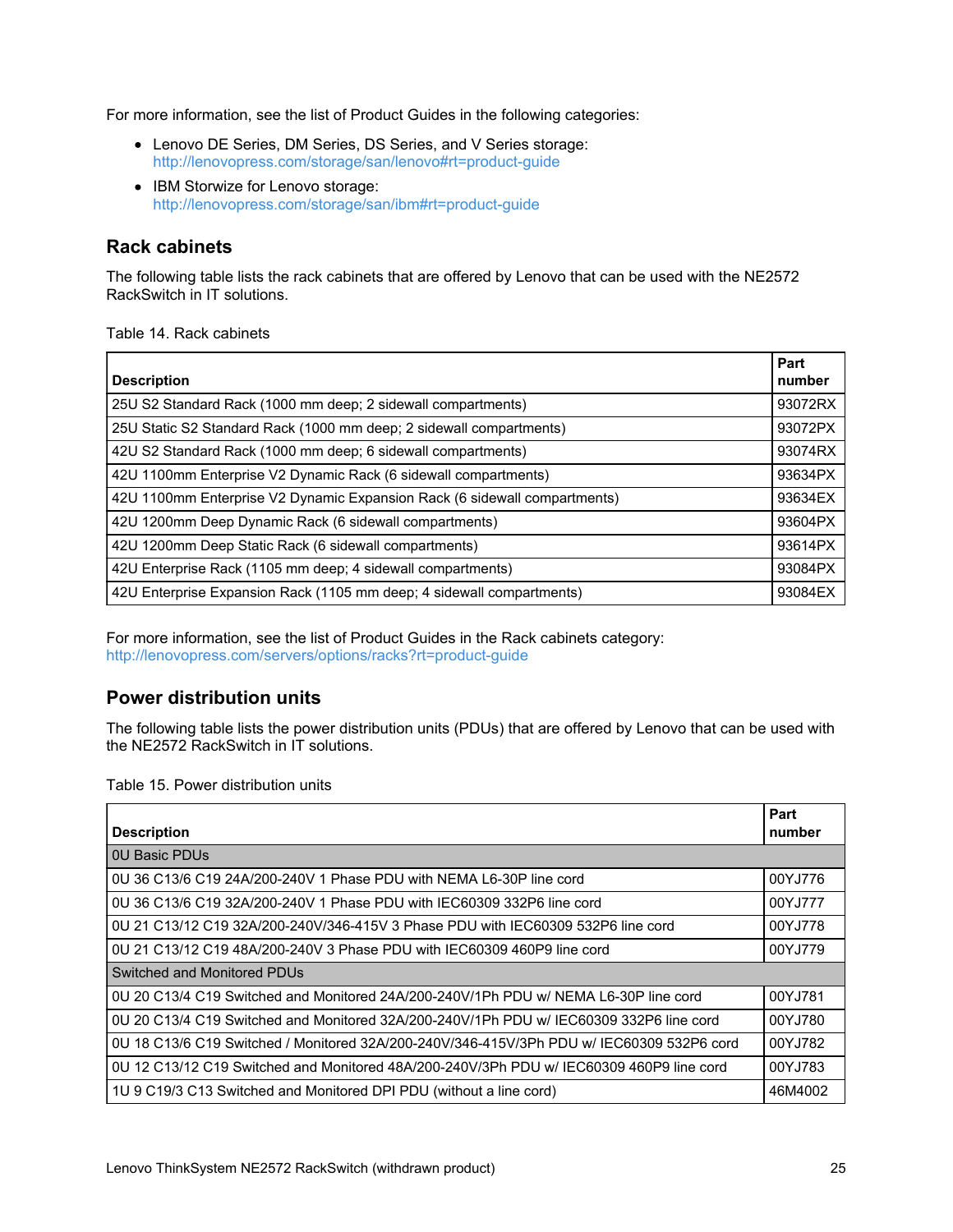For more information, see the list of Product Guides in the following categories:

- Lenovo DE Series, DM Series, DS Series, and V Series storage: http://lenovopress.com/storage/san/lenovo#rt=product-guide
- IBM Storwize for Lenovo storage: http://lenovopress.com/storage/san/ibm#rt=product-guide

## Rack cabinets

The following table lists the rack cabinets that are offered by Lenovo that can be used with the NE2572 RackSwitch in IT solutions.

Table 14. Rack cabinets

| Description | Part number |
|---|---|
| 25U S2 Standard Rack (1000 mm deep; 2 sidewall compartments) | 93072RX |
| 25U Static S2 Standard Rack (1000 mm deep; 2 sidewall compartments) | 93072PX |
| 42U S2 Standard Rack (1000 mm deep; 6 sidewall compartments) | 93074RX |
| 42U 1100mm Enterprise V2 Dynamic Rack (6 sidewall compartments) | 93634PX |
| 42U 1100mm Enterprise V2 Dynamic Expansion Rack (6 sidewall compartments) | 93634EX |
| 42U 1200mm Deep Dynamic Rack (6 sidewall compartments) | 93604PX |
| 42U 1200mm Deep Static Rack (6 sidewall compartments) | 93614PX |
| 42U Enterprise Rack (1105 mm deep; 4 sidewall compartments) | 93084PX |
| 42U Enterprise Expansion Rack (1105 mm deep; 4 sidewall compartments) | 93084EX |

For more information, see the list of Product Guides in the Rack cabinets category: http://lenovopress.com/servers/options/racks?rt=product-guide

## Power distribution units

The following table lists the power distribution units (PDUs) that are offered by Lenovo that can be used with the NE2572 RackSwitch in IT solutions.

Table 15. Power distribution units

| Description | Part number |
|---|---|
| 0U Basic PDUs | |
| 0U 36 C13/6 C19 24A/200-240V 1 Phase PDU with NEMA L6-30P line cord | 00YJ776 |
| 0U 36 C13/6 C19 32A/200-240V 1 Phase PDU with IEC60309 332P6 line cord | 00YJ777 |
| 0U 21 C13/12 C19 32A/200-240V/346-415V 3 Phase PDU with IEC60309 532P6 line cord | 00YJ778 |
| 0U 21 C13/12 C19 48A/200-240V 3 Phase PDU with IEC60309 460P9 line cord | 00YJ779 |
| Switched and Monitored PDUs | |
| 0U 20 C13/4 C19 Switched and Monitored 24A/200-240V/1Ph PDU w/ NEMA L6-30P line cord | 00YJ781 |
| 0U 20 C13/4 C19 Switched and Monitored 32A/200-240V/1Ph PDU w/ IEC60309 332P6 line cord | 00YJ780 |
| 0U 18 C13/6 C19 Switched / Monitored 32A/200-240V/346-415V/3Ph PDU w/ IEC60309 532P6 cord | 00YJ782 |
| 0U 12 C13/12 C19 Switched and Monitored 48A/200-240V/3Ph PDU w/ IEC60309 460P9 line cord | 00YJ783 |
| 1U 9 C19/3 C13 Switched and Monitored DPI PDU (without a line cord) | 46M4002 |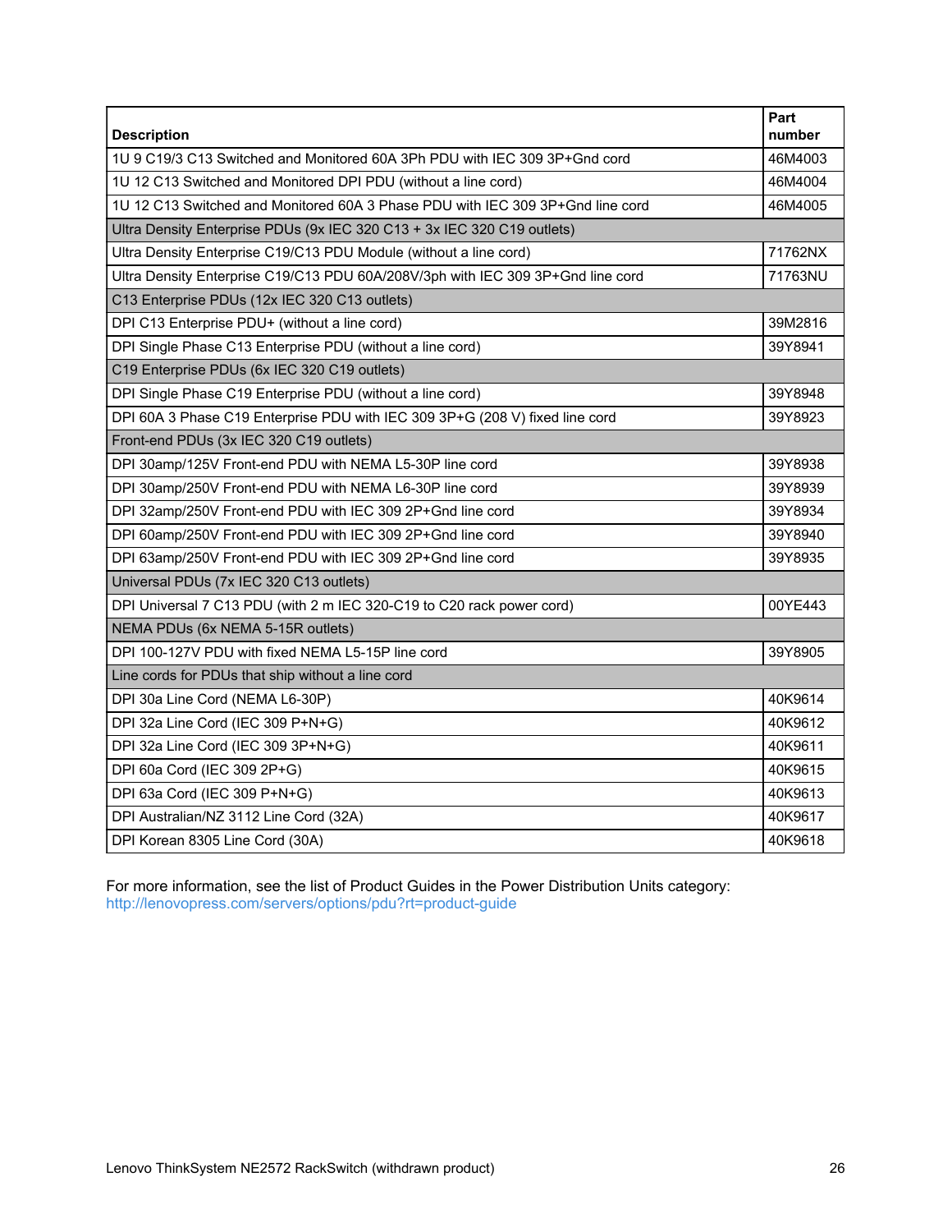| Description | Part number |
|---|---|
| 1U 9 C19/3 C13 Switched and Monitored 60A 3Ph PDU with IEC 309 3P+Gnd cord | 46M4003 |
| 1U 12 C13 Switched and Monitored DPI PDU (without a line cord) | 46M4004 |
| 1U 12 C13 Switched and Monitored 60A 3 Phase PDU with IEC 309 3P+Gnd line cord | 46M4005 |
| Ultra Density Enterprise PDUs (9x IEC 320 C13 + 3x IEC 320 C19 outlets) | |
| Ultra Density Enterprise C19/C13 PDU Module (without a line cord) | 71762NX |
| Ultra Density Enterprise C19/C13 PDU 60A/208V/3ph with IEC 309 3P+Gnd line cord | 71763NU |
| C13 Enterprise PDUs (12x IEC 320 C13 outlets) | |
| DPI C13 Enterprise PDU+ (without a line cord) | 39M2816 |
| DPI Single Phase C13 Enterprise PDU (without a line cord) | 39Y8941 |
| C19 Enterprise PDUs (6x IEC 320 C19 outlets) | |
| DPI Single Phase C19 Enterprise PDU (without a line cord) | 39Y8948 |
| DPI 60A 3 Phase C19 Enterprise PDU with IEC 309 3P+G (208 V) fixed line cord | 39Y8923 |
| Front-end PDUs (3x IEC 320 C19 outlets) | |
| DPI 30amp/125V Front-end PDU with NEMA L5-30P line cord | 39Y8938 |
| DPI 30amp/250V Front-end PDU with NEMA L6-30P line cord | 39Y8939 |
| DPI 32amp/250V Front-end PDU with IEC 309 2P+Gnd line cord | 39Y8934 |
| DPI 60amp/250V Front-end PDU with IEC 309 2P+Gnd line cord | 39Y8940 |
| DPI 63amp/250V Front-end PDU with IEC 309 2P+Gnd line cord | 39Y8935 |
| Universal PDUs (7x IEC 320 C13 outlets) | |
| DPI Universal 7 C13 PDU (with 2 m IEC 320-C19 to C20 rack power cord) | 00YE443 |
| NEMA PDUs (6x NEMA 5-15R outlets) | |
| DPI 100-127V PDU with fixed NEMA L5-15P line cord | 39Y8905 |
| Line cords for PDUs that ship without a line cord | |
| DPI 30a Line Cord (NEMA L6-30P) | 40K9614 |
| DPI 32a Line Cord (IEC 309 P+N+G) | 40K9612 |
| DPI 32a Line Cord (IEC 309 3P+N+G) | 40K9611 |
| DPI 60a Cord (IEC 309 2P+G) | 40K9615 |
| DPI 63a Cord (IEC 309 P+N+G) | 40K9613 |
| DPI Australian/NZ 3112 Line Cord (32A) | 40K9617 |
| DPI Korean 8305 Line Cord (30A) | 40K9618 |

For more information, see the list of Product Guides in the Power Distribution Units category:
http://lenovopress.com/servers/options/pdu?rt=product-guide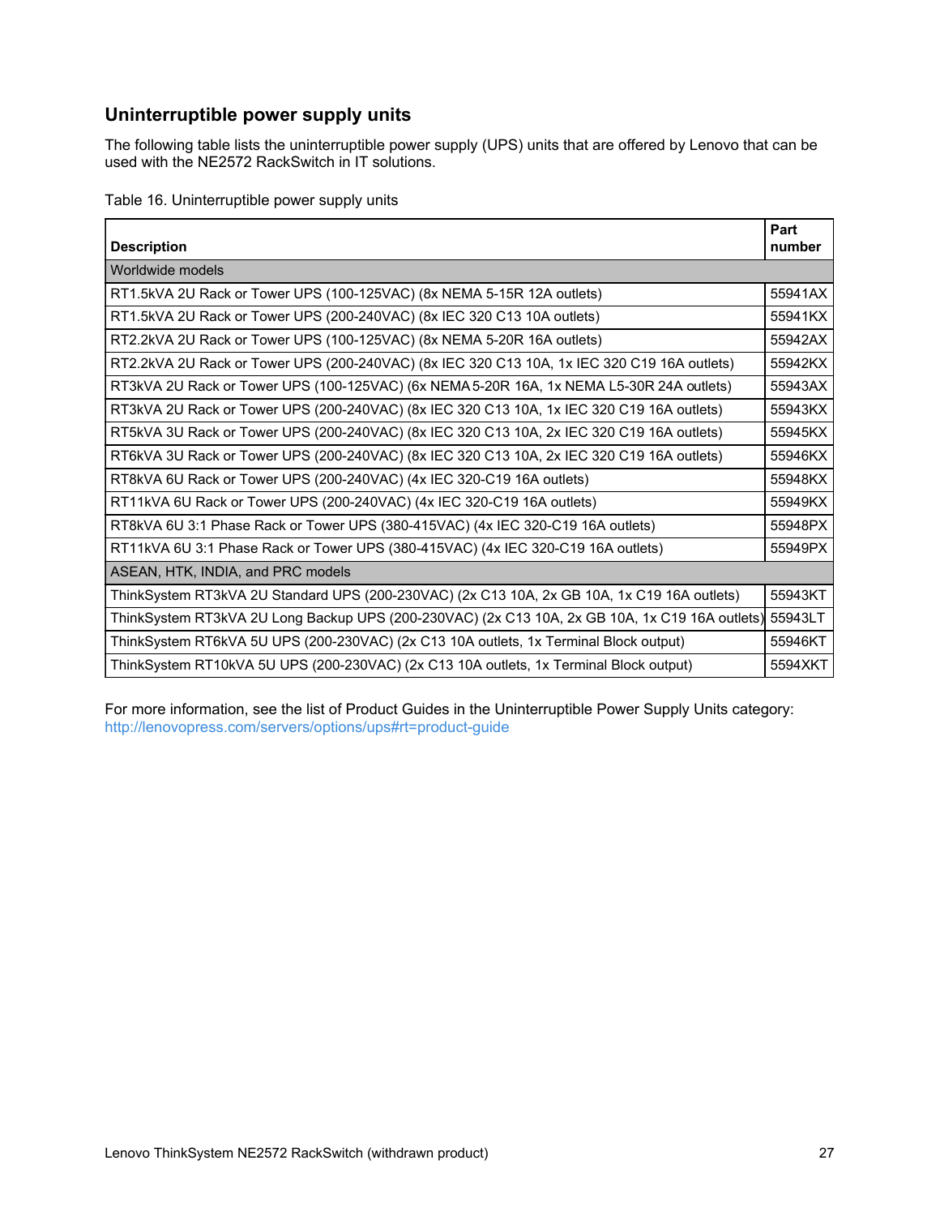## Uninterruptible power supply units

The following table lists the uninterruptible power supply (UPS) units that are offered by Lenovo that can be used with the NE2572 RackSwitch in IT solutions.

Table 16. Uninterruptible power supply units

| Description | Part number |
|---|---|
| Worldwide models | |
| RT1.5kVA 2U Rack or Tower UPS (100-125VAC) (8x NEMA 5-15R 12A outlets) | 55941AX |
| RT1.5kVA 2U Rack or Tower UPS (200-240VAC) (8x IEC 320 C13 10A outlets) | 55941KX |
| RT2.2kVA 2U Rack or Tower UPS (100-125VAC) (8x NEMA 5-20R 16A outlets) | 55942AX |
| RT2.2kVA 2U Rack or Tower UPS (200-240VAC) (8x IEC 320 C13 10A, 1x IEC 320 C19 16A outlets) | 55942KX |
| RT3kVA 2U Rack or Tower UPS (100-125VAC) (6x NEMA 5-20R 16A, 1x NEMA L5-30R 24A outlets) | 55943AX |
| RT3kVA 2U Rack or Tower UPS (200-240VAC) (8x IEC 320 C13 10A, 1x IEC 320 C19 16A outlets) | 55943KX |
| RT5kVA 3U Rack or Tower UPS (200-240VAC) (8x IEC 320 C13 10A, 2x IEC 320 C19 16A outlets) | 55945KX |
| RT6kVA 3U Rack or Tower UPS (200-240VAC) (8x IEC 320 C13 10A, 2x IEC 320 C19 16A outlets) | 55946KX |
| RT8kVA 6U Rack or Tower UPS (200-240VAC) (4x IEC 320-C19 16A outlets) | 55948KX |
| RT11kVA 6U Rack or Tower UPS (200-240VAC) (4x IEC 320-C19 16A outlets) | 55949KX |
| RT8kVA 6U 3:1 Phase Rack or Tower UPS (380-415VAC) (4x IEC 320-C19 16A outlets) | 55948PX |
| RT11kVA 6U 3:1 Phase Rack or Tower UPS (380-415VAC) (4x IEC 320-C19 16A outlets) | 55949PX |
| ASEAN, HTK, INDIA, and PRC models | |
| ThinkSystem RT3kVA 2U Standard UPS (200-230VAC) (2x C13 10A, 2x GB 10A, 1x C19 16A outlets) | 55943KT |
| ThinkSystem RT3kVA 2U Long Backup UPS (200-230VAC) (2x C13 10A, 2x GB 10A, 1x C19 16A outlets) | 55943LT |
| ThinkSystem RT6kVA 5U UPS (200-230VAC) (2x C13 10A outlets, 1x Terminal Block output) | 55946KT |
| ThinkSystem RT10kVA 5U UPS (200-230VAC) (2x C13 10A outlets, 1x Terminal Block output) | 5594XKT |

For more information, see the list of Product Guides in the Uninterruptible Power Supply Units category: http://lenovopress.com/servers/options/ups#rt=product-guide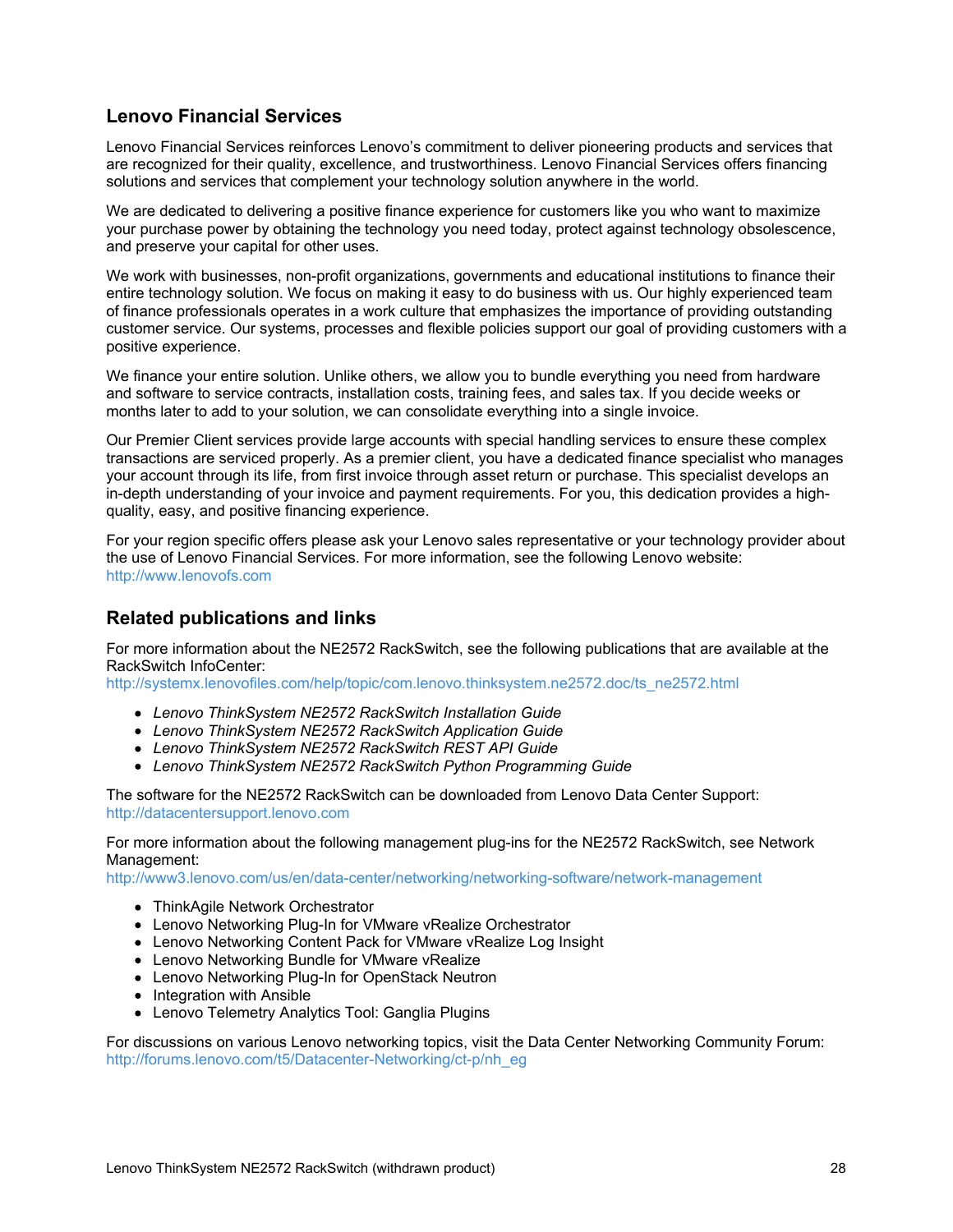## Lenovo Financial Services

Lenovo Financial Services reinforces Lenovo's commitment to deliver pioneering products and services that are recognized for their quality, excellence, and trustworthiness. Lenovo Financial Services offers financing solutions and services that complement your technology solution anywhere in the world.

We are dedicated to delivering a positive finance experience for customers like you who want to maximize your purchase power by obtaining the technology you need today, protect against technology obsolescence, and preserve your capital for other uses.

We work with businesses, non-profit organizations, governments and educational institutions to finance their entire technology solution. We focus on making it easy to do business with us. Our highly experienced team of finance professionals operates in a work culture that emphasizes the importance of providing outstanding customer service. Our systems, processes and flexible policies support our goal of providing customers with a positive experience.

We finance your entire solution. Unlike others, we allow you to bundle everything you need from hardware and software to service contracts, installation costs, training fees, and sales tax. If you decide weeks or months later to add to your solution, we can consolidate everything into a single invoice.

Our Premier Client services provide large accounts with special handling services to ensure these complex transactions are serviced properly. As a premier client, you have a dedicated finance specialist who manages your account through its life, from first invoice through asset return or purchase. This specialist develops an in-depth understanding of your invoice and payment requirements. For you, this dedication provides a high-quality, easy, and positive financing experience.

For your region specific offers please ask your Lenovo sales representative or your technology provider about the use of Lenovo Financial Services. For more information, see the following Lenovo website:
http://www.lenovofs.com

## Related publications and links

For more information about the NE2572 RackSwitch, see the following publications that are available at the RackSwitch InfoCenter:
http://systemx.lenovofiles.com/help/topic/com.lenovo.thinksystem.ne2572.doc/ts_ne2572.html

- *Lenovo ThinkSystem NE2572 RackSwitch Installation Guide*
- *Lenovo ThinkSystem NE2572 RackSwitch Application Guide*
- *Lenovo ThinkSystem NE2572 RackSwitch REST API Guide*
- *Lenovo ThinkSystem NE2572 RackSwitch Python Programming Guide*

The software for the NE2572 RackSwitch can be downloaded from Lenovo Data Center Support:
http://datacentersupport.lenovo.com

For more information about the following management plug-ins for the NE2572 RackSwitch, see Network Management:
http://www3.lenovo.com/us/en/data-center/networking/networking-software/network-management

- ThinkAgile Network Orchestrator
- Lenovo Networking Plug-In for VMware vRealize Orchestrator
- Lenovo Networking Content Pack for VMware vRealize Log Insight
- Lenovo Networking Bundle for VMware vRealize
- Lenovo Networking Plug-In for OpenStack Neutron
- Integration with Ansible
- Lenovo Telemetry Analytics Tool: Ganglia Plugins

For discussions on various Lenovo networking topics, visit the Data Center Networking Community Forum:
http://forums.lenovo.com/t5/Datacenter-Networking/ct-p/nh_eg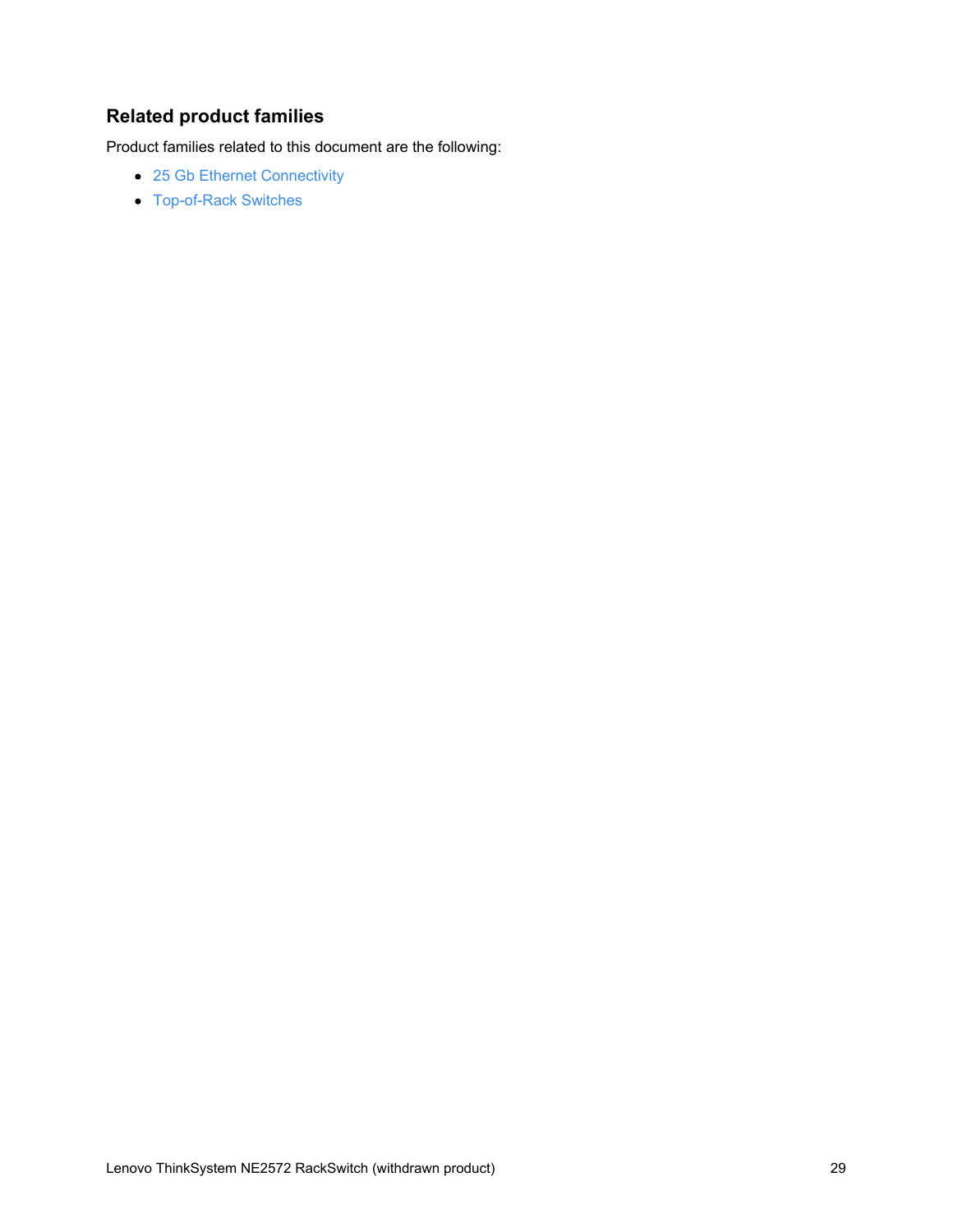## Related product families

Product families related to this document are the following:

- 25 Gb Ethernet Connectivity
- Top-of-Rack Switches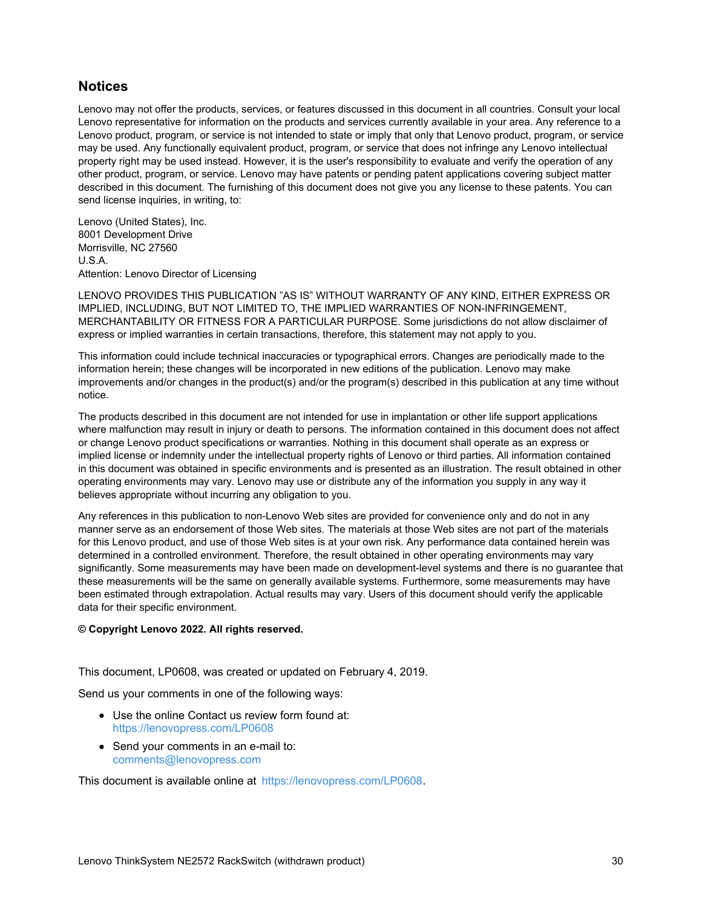## Notices

Lenovo may not offer the products, services, or features discussed in this document in all countries. Consult your local Lenovo representative for information on the products and services currently available in your area. Any reference to a Lenovo product, program, or service is not intended to state or imply that only that Lenovo product, program, or service may be used. Any functionally equivalent product, program, or service that does not infringe any Lenovo intellectual property right may be used instead. However, it is the user's responsibility to evaluate and verify the operation of any other product, program, or service. Lenovo may have patents or pending patent applications covering subject matter described in this document. The furnishing of this document does not give you any license to these patents. You can send license inquiries, in writing, to:

Lenovo (United States), Inc.
8001 Development Drive
Morrisville, NC 27560
U.S.A.
Attention: Lenovo Director of Licensing

LENOVO PROVIDES THIS PUBLICATION "AS IS" WITHOUT WARRANTY OF ANY KIND, EITHER EXPRESS OR IMPLIED, INCLUDING, BUT NOT LIMITED TO, THE IMPLIED WARRANTIES OF NON-INFRINGEMENT, MERCHANTABILITY OR FITNESS FOR A PARTICULAR PURPOSE. Some jurisdictions do not allow disclaimer of express or implied warranties in certain transactions, therefore, this statement may not apply to you.

This information could include technical inaccuracies or typographical errors. Changes are periodically made to the information herein; these changes will be incorporated in new editions of the publication. Lenovo may make improvements and/or changes in the product(s) and/or the program(s) described in this publication at any time without notice.

The products described in this document are not intended for use in implantation or other life support applications where malfunction may result in injury or death to persons. The information contained in this document does not affect or change Lenovo product specifications or warranties. Nothing in this document shall operate as an express or implied license or indemnity under the intellectual property rights of Lenovo or third parties. All information contained in this document was obtained in specific environments and is presented as an illustration. The result obtained in other operating environments may vary. Lenovo may use or distribute any of the information you supply in any way it believes appropriate without incurring any obligation to you.

Any references in this publication to non-Lenovo Web sites are provided for convenience only and do not in any manner serve as an endorsement of those Web sites. The materials at those Web sites are not part of the materials for this Lenovo product, and use of those Web sites is at your own risk. Any performance data contained herein was determined in a controlled environment. Therefore, the result obtained in other operating environments may vary significantly. Some measurements may have been made on development-level systems and there is no guarantee that these measurements will be the same on generally available systems. Furthermore, some measurements may have been estimated through extrapolation. Actual results may vary. Users of this document should verify the applicable data for their specific environment.

**© Copyright Lenovo 2022. All rights reserved.**

This document, LP0608, was created or updated on February 4, 2019.

Send us your comments in one of the following ways:

- Use the online Contact us review form found at:
  https://lenovopress.com/LP0608
- Send your comments in an e-mail to:
  comments@lenovopress.com

This document is available online at https://lenovopress.com/LP0608.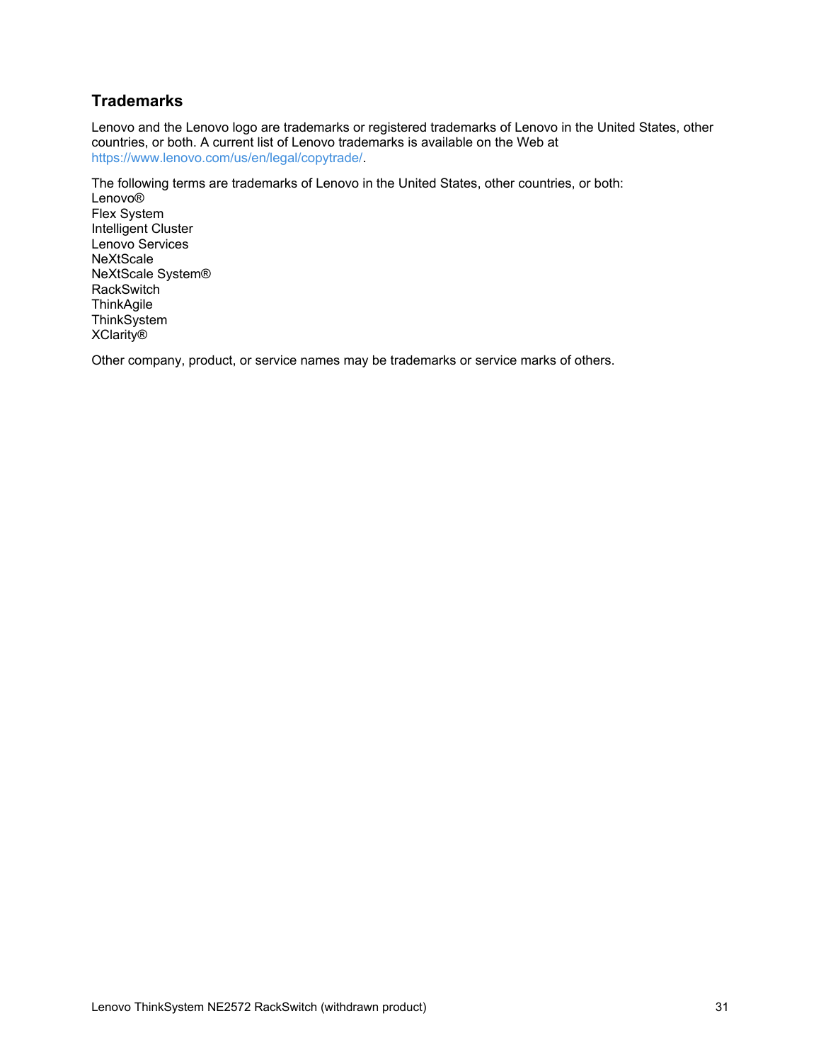## Trademarks

Lenovo and the Lenovo logo are trademarks or registered trademarks of Lenovo in the United States, other countries, or both. A current list of Lenovo trademarks is available on the Web at https://www.lenovo.com/us/en/legal/copytrade/.

The following terms are trademarks of Lenovo in the United States, other countries, or both:
Lenovo®
Flex System
Intelligent Cluster
Lenovo Services
NeXtScale
NeXtScale System®
RackSwitch
ThinkAgile
ThinkSystem
XClarity®

Other company, product, or service names may be trademarks or service marks of others.